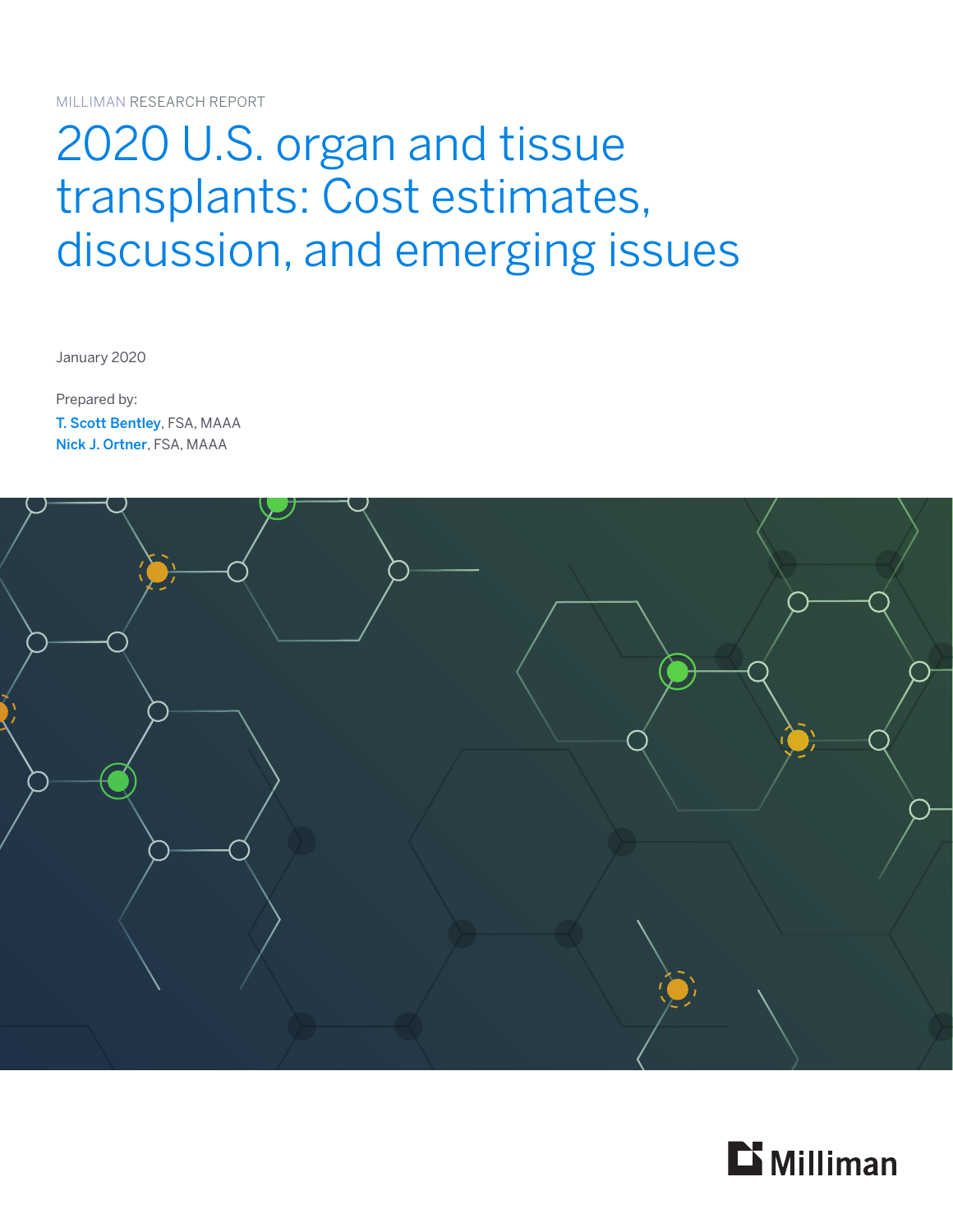MILLIMAN RESEARCH REPORT

# 2020 U.S. organ and tissue transplants: Cost estimates, discussion, and emerging issues

January 2020

Prepared by:

**T. Scott Bentley**, FSA, MAAA

**Nick J. Ortner**, FSA, MAAA

Milliman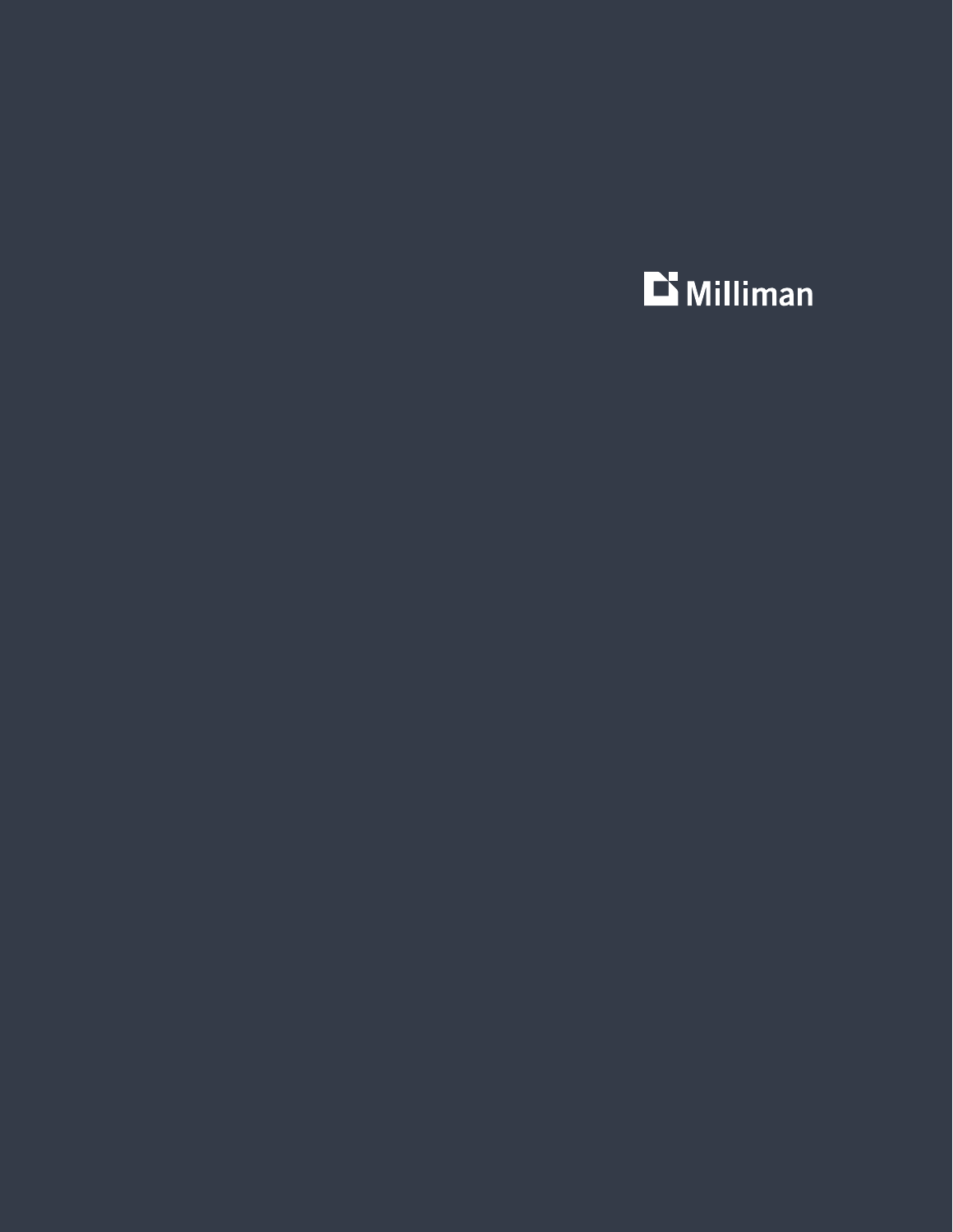Milliman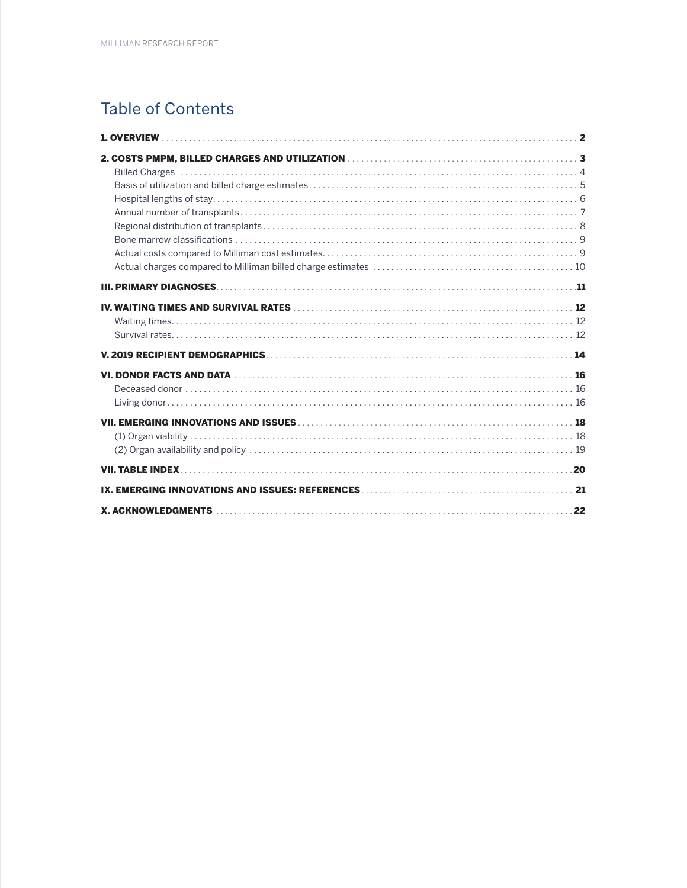# Table of Contents

**1. OVERVIEW** .......... **2**

**2. COSTS PMPM, BILLED CHARGES AND UTILIZATION** .......... **3**

- Billed Charges .......... 4
- Basis of utilization and billed charge estimates .......... 5
- Hospital lengths of stay .......... 6
- Annual number of transplants .......... 7
- Regional distribution of transplants .......... 8
- Bone marrow classifications .......... 9
- Actual costs compared to Milliman cost estimates .......... 9
- Actual charges compared to Milliman billed charge estimates .......... 10

**III. PRIMARY DIAGNOSES** .......... **11**

**IV. WAITING TIMES AND SURVIVAL RATES** .......... **12**

- Waiting times .......... 12
- Survival rates .......... 12

**V. 2019 RECIPIENT DEMOGRAPHICS** .......... **14**

**VI. DONOR FACTS AND DATA** .......... **16**

- Deceased donor .......... 16
- Living donor .......... 16

**VII. EMERGING INNOVATIONS AND ISSUES** .......... **18**

- (1) Organ viability .......... 18
- (2) Organ availability and policy .......... 19

**VII. TABLE INDEX** .......... **20**

**IX. EMERGING INNOVATIONS AND ISSUES: REFERENCES** .......... **21**

**X. ACKNOWLEDGMENTS** .......... **22**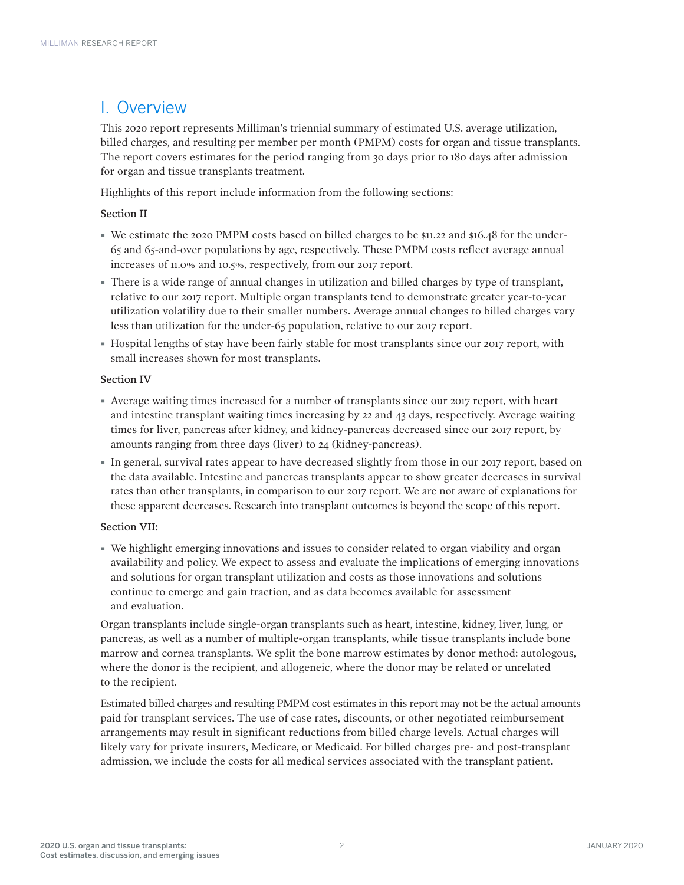## I. Overview

This 2020 report represents Milliman's triennial summary of estimated U.S. average utilization, billed charges, and resulting per member per month (PMPM) costs for organ and tissue transplants. The report covers estimates for the period ranging from 30 days prior to 180 days after admission for organ and tissue transplants treatment.

Highlights of this report include information from the following sections:

**Section II**

- We estimate the 2020 PMPM costs based on billed charges to be $11.22 and $16.48 for the under-65 and 65-and-over populations by age, respectively. These PMPM costs reflect average annual increases of 11.0% and 10.5%, respectively, from our 2017 report.
- There is a wide range of annual changes in utilization and billed charges by type of transplant, relative to our 2017 report. Multiple organ transplants tend to demonstrate greater year-to-year utilization volatility due to their smaller numbers. Average annual changes to billed charges vary less than utilization for the under-65 population, relative to our 2017 report.
- Hospital lengths of stay have been fairly stable for most transplants since our 2017 report, with small increases shown for most transplants.

**Section IV**

- Average waiting times increased for a number of transplants since our 2017 report, with heart and intestine transplant waiting times increasing by 22 and 43 days, respectively. Average waiting times for liver, pancreas after kidney, and kidney-pancreas decreased since our 2017 report, by amounts ranging from three days (liver) to 24 (kidney-pancreas).
- In general, survival rates appear to have decreased slightly from those in our 2017 report, based on the data available. Intestine and pancreas transplants appear to show greater decreases in survival rates than other transplants, in comparison to our 2017 report. We are not aware of explanations for these apparent decreases. Research into transplant outcomes is beyond the scope of this report.

**Section VII:**

- We highlight emerging innovations and issues to consider related to organ viability and organ availability and policy. We expect to assess and evaluate the implications of emerging innovations and solutions for organ transplant utilization and costs as those innovations and solutions continue to emerge and gain traction, and as data becomes available for assessment and evaluation.

Organ transplants include single-organ transplants such as heart, intestine, kidney, liver, lung, or pancreas, as well as a number of multiple-organ transplants, while tissue transplants include bone marrow and cornea transplants. We split the bone marrow estimates by donor method: autologous, where the donor is the recipient, and allogeneic, where the donor may be related or unrelated to the recipient.

Estimated billed charges and resulting PMPM cost estimates in this report may not be the actual amounts paid for transplant services. The use of case rates, discounts, or other negotiated reimbursement arrangements may result in significant reductions from billed charge levels. Actual charges will likely vary for private insurers, Medicare, or Medicaid. For billed charges pre- and post-transplant admission, we include the costs for all medical services associated with the transplant patient.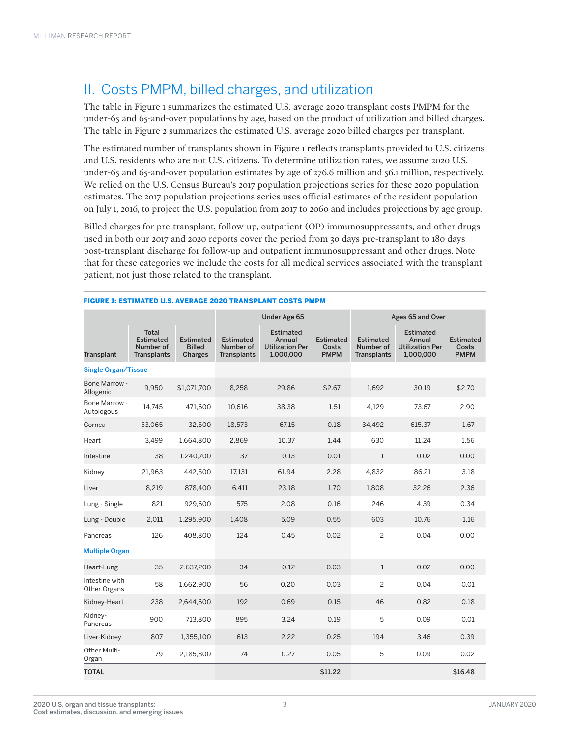## II. Costs PMPM, billed charges, and utilization

The table in Figure 1 summarizes the estimated U.S. average 2020 transplant costs PMPM for the under-65 and 65-and-over populations by age, based on the product of utilization and billed charges. The table in Figure 2 summarizes the estimated U.S. average 2020 billed charges per transplant.

The estimated number of transplants shown in Figure 1 reflects transplants provided to U.S. citizens and U.S. residents who are not U.S. citizens. To determine utilization rates, we assume 2020 U.S. under-65 and 65-and-over population estimates by age of 276.6 million and 56.1 million, respectively. We relied on the U.S. Census Bureau's 2017 population projections series for these 2020 population estimates. The 2017 population projections series uses official estimates of the resident population on July 1, 2016, to project the U.S. population from 2017 to 2060 and includes projections by age group.

Billed charges for pre-transplant, follow-up, outpatient (OP) immunosuppressants, and other drugs used in both our 2017 and 2020 reports cover the period from 30 days pre-transplant to 180 days post-transplant discharge for follow-up and outpatient immunosuppressant and other drugs. Note that for these categories we include the costs for all medical services associated with the transplant patient, not just those related to the transplant.

**FIGURE 1: ESTIMATED U.S. AVERAGE 2020 TRANSPLANT COSTS PMPM**

| | | | Under Age 65 | | | Ages 65 and Over | | |
|---|---|---|---|---|---|---|---|---|
| Transplant | Total Estimated Number of Transplants | Estimated Billed Charges | Estimated Number of Transplants | Estimated Annual Utilization Per 1,000,000 | Estimated Costs PMPM | Estimated Number of Transplants | Estimated Annual Utilization Per 1,000,000 | Estimated Costs PMPM |
| **Single Organ/Tissue** | | | | | | | | |
| Bone Marrow - Allogenic | 9,950 | $1,071,700 | 8,258 | 29.86 | $2.67 | 1,692 | 30.19 | $2.70 |
| Bone Marrow - Autologous | 14,745 | 471,600 | 10,616 | 38.38 | 1.51 | 4,129 | 73.67 | 2.90 |
| Cornea | 53,065 | 32,500 | 18,573 | 67.15 | 0.18 | 34,492 | 615.37 | 1.67 |
| Heart | 3,499 | 1,664,800 | 2,869 | 10.37 | 1.44 | 630 | 11.24 | 1.56 |
| Intestine | 38 | 1,240,700 | 37 | 0.13 | 0.01 | 1 | 0.02 | 0.00 |
| Kidney | 21,963 | 442,500 | 17,131 | 61.94 | 2.28 | 4,832 | 86.21 | 3.18 |
| Liver | 8,219 | 878,400 | 6,411 | 23.18 | 1.70 | 1,808 | 32.26 | 2.36 |
| Lung - Single | 821 | 929,600 | 575 | 2.08 | 0.16 | 246 | 4.39 | 0.34 |
| Lung - Double | 2,011 | 1,295,900 | 1,408 | 5.09 | 0.55 | 603 | 10.76 | 1.16 |
| Pancreas | 126 | 408,800 | 124 | 0.45 | 0.02 | 2 | 0.04 | 0.00 |
| **Multiple Organ** | | | | | | | | |
| Heart-Lung | 35 | 2,637,200 | 34 | 0.12 | 0.03 | 1 | 0.02 | 0.00 |
| Intestine with Other Organs | 58 | 1,662,900 | 56 | 0.20 | 0.03 | 2 | 0.04 | 0.01 |
| Kidney-Heart | 238 | 2,644,600 | 192 | 0.69 | 0.15 | 46 | 0.82 | 0.18 |
| Kidney-Pancreas | 900 | 713,800 | 895 | 3.24 | 0.19 | 5 | 0.09 | 0.01 |
| Liver-Kidney | 807 | 1,355,100 | 613 | 2.22 | 0.25 | 194 | 3.46 | 0.39 |
| Other Multi-Organ | 79 | 2,185,800 | 74 | 0.27 | 0.05 | 5 | 0.09 | 0.02 |
| **TOTAL** | | | | | **$11.22** | | | **$16.48** |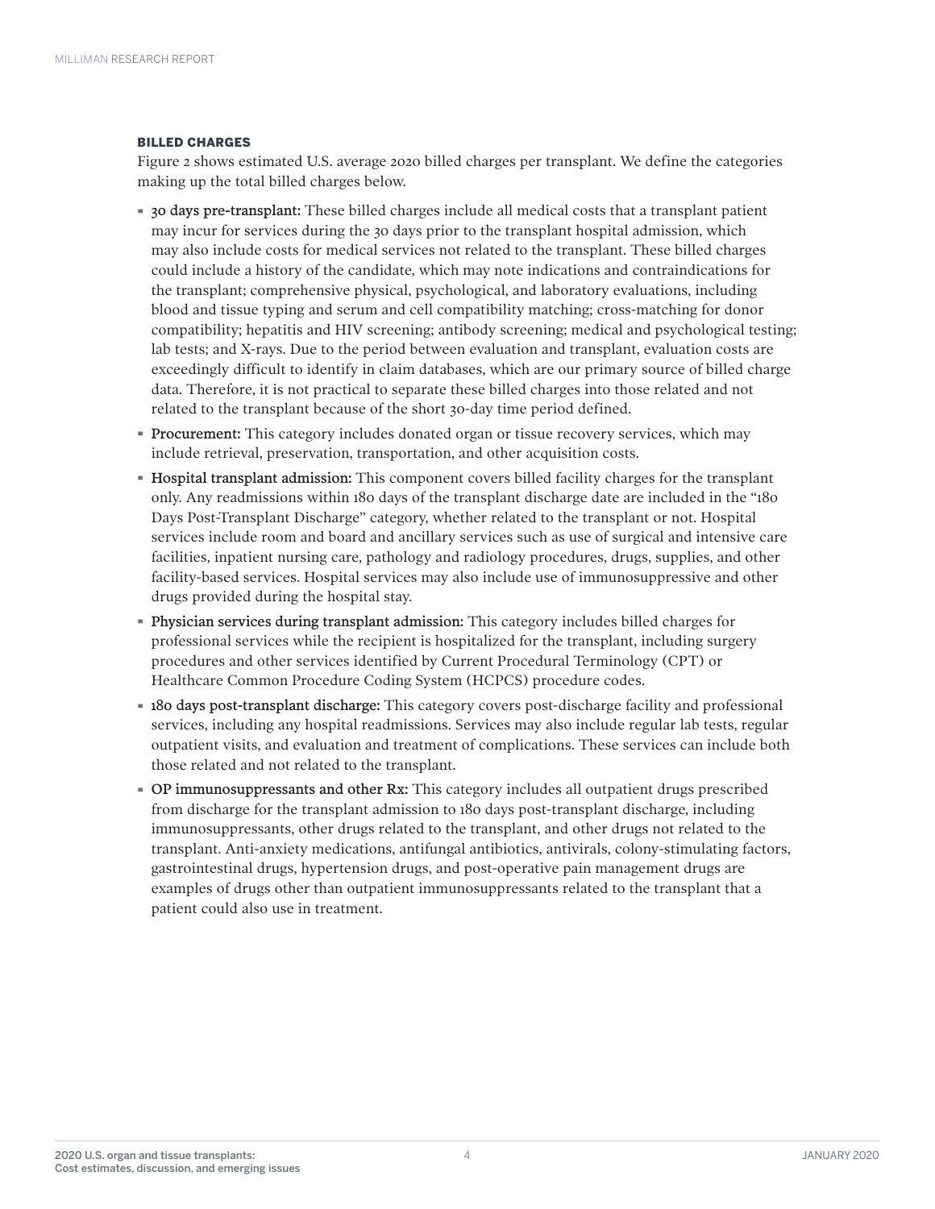### BILLED CHARGES

Figure 2 shows estimated U.S. average 2020 billed charges per transplant. We define the categories making up the total billed charges below.

- **30 days pre-transplant:** These billed charges include all medical costs that a transplant patient may incur for services during the 30 days prior to the transplant hospital admission, which may also include costs for medical services not related to the transplant. These billed charges could include a history of the candidate, which may note indications and contraindications for the transplant; comprehensive physical, psychological, and laboratory evaluations, including blood and tissue typing and serum and cell compatibility matching; cross-matching for donor compatibility; hepatitis and HIV screening; antibody screening; medical and psychological testing; lab tests; and X-rays. Due to the period between evaluation and transplant, evaluation costs are exceedingly difficult to identify in claim databases, which are our primary source of billed charge data. Therefore, it is not practical to separate these billed charges into those related and not related to the transplant because of the short 30-day time period defined.
- **Procurement:** This category includes donated organ or tissue recovery services, which may include retrieval, preservation, transportation, and other acquisition costs.
- **Hospital transplant admission:** This component covers billed facility charges for the transplant only. Any readmissions within 180 days of the transplant discharge date are included in the "180 Days Post-Transplant Discharge" category, whether related to the transplant or not. Hospital services include room and board and ancillary services such as use of surgical and intensive care facilities, inpatient nursing care, pathology and radiology procedures, drugs, supplies, and other facility-based services. Hospital services may also include use of immunosuppressive and other drugs provided during the hospital stay.
- **Physician services during transplant admission:** This category includes billed charges for professional services while the recipient is hospitalized for the transplant, including surgery procedures and other services identified by Current Procedural Terminology (CPT) or Healthcare Common Procedure Coding System (HCPCS) procedure codes.
- **180 days post-transplant discharge:** This category covers post-discharge facility and professional services, including any hospital readmissions. Services may also include regular lab tests, regular outpatient visits, and evaluation and treatment of complications. These services can include both those related and not related to the transplant.
- **OP immunosuppressants and other Rx:** This category includes all outpatient drugs prescribed from discharge for the transplant admission to 180 days post-transplant discharge, including immunosuppressants, other drugs related to the transplant, and other drugs not related to the transplant. Anti-anxiety medications, antifungal antibiotics, antivirals, colony-stimulating factors, gastrointestinal drugs, hypertension drugs, and post-operative pain management drugs are examples of drugs other than outpatient immunosuppressants related to the transplant that a patient could also use in treatment.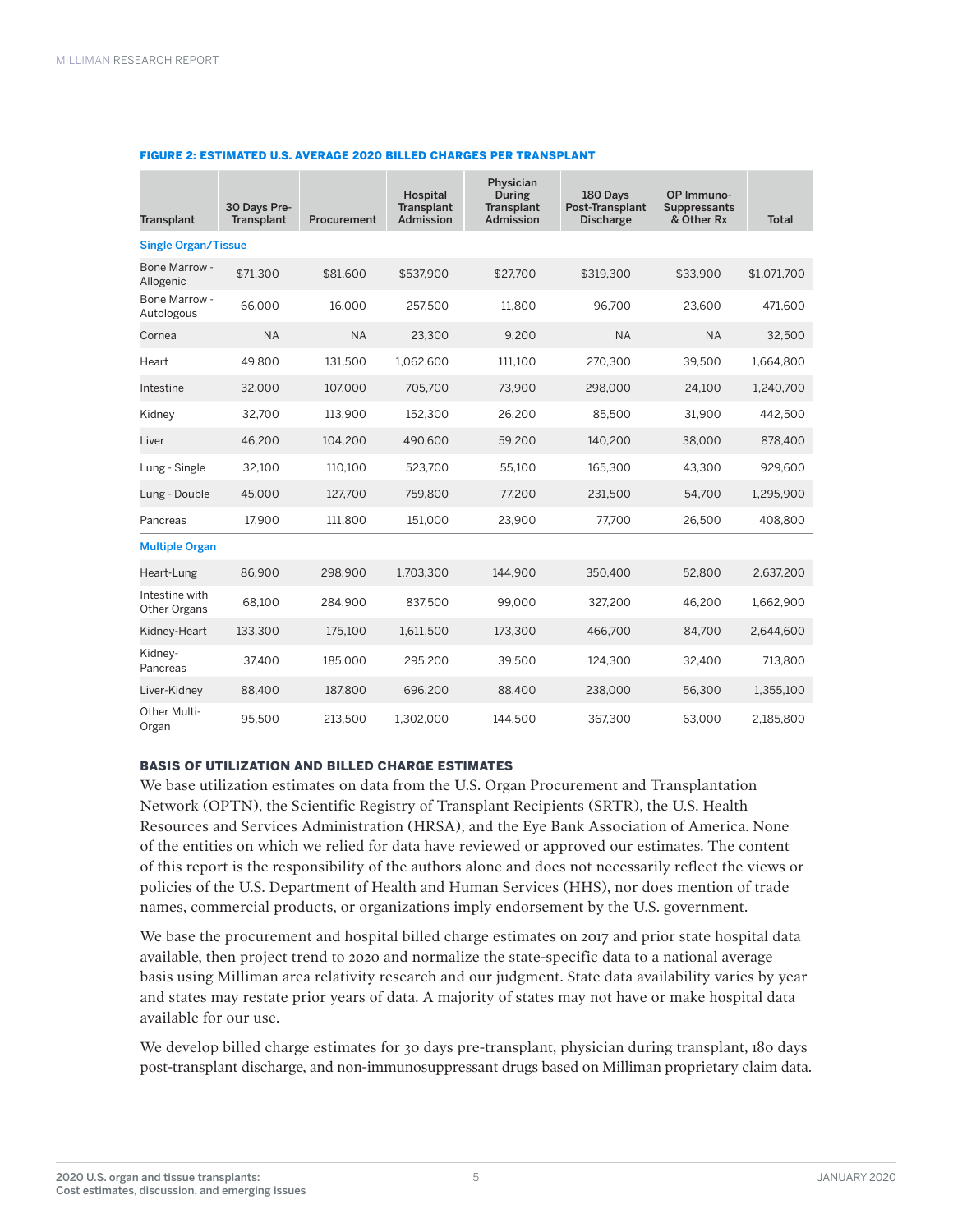**FIGURE 2: ESTIMATED U.S. AVERAGE 2020 BILLED CHARGES PER TRANSPLANT**

| Transplant | 30 Days Pre-Transplant | Procurement | Hospital Transplant Admission | Physician During Transplant Admission | 180 Days Post-Transplant Discharge | OP Immuno-Suppressants & Other Rx | Total |
|---|---|---|---|---|---|---|---|
| **Single Organ/Tissue** | | | | | | | |
| Bone Marrow - Allogenic | $71,300 | $81,600 | $537,900 | $27,700 | $319,300 | $33,900 | $1,071,700 |
| Bone Marrow - Autologous | 66,000 | 16,000 | 257,500 | 11,800 | 96,700 | 23,600 | 471,600 |
| Cornea | NA | NA | 23,300 | 9,200 | NA | NA | 32,500 |
| Heart | 49,800 | 131,500 | 1,062,600 | 111,100 | 270,300 | 39,500 | 1,664,800 |
| Intestine | 32,000 | 107,000 | 705,700 | 73,900 | 298,000 | 24,100 | 1,240,700 |
| Kidney | 32,700 | 113,900 | 152,300 | 26,200 | 85,500 | 31,900 | 442,500 |
| Liver | 46,200 | 104,200 | 490,600 | 59,200 | 140,200 | 38,000 | 878,400 |
| Lung - Single | 32,100 | 110,100 | 523,700 | 55,100 | 165,300 | 43,300 | 929,600 |
| Lung - Double | 45,000 | 127,700 | 759,800 | 77,200 | 231,500 | 54,700 | 1,295,900 |
| Pancreas | 17,900 | 111,800 | 151,000 | 23,900 | 77,700 | 26,500 | 408,800 |
| **Multiple Organ** | | | | | | | |
| Heart-Lung | 86,900 | 298,900 | 1,703,300 | 144,900 | 350,400 | 52,800 | 2,637,200 |
| Intestine with Other Organs | 68,100 | 284,900 | 837,500 | 99,000 | 327,200 | 46,200 | 1,662,900 |
| Kidney-Heart | 133,300 | 175,100 | 1,611,500 | 173,300 | 466,700 | 84,700 | 2,644,600 |
| Kidney-Pancreas | 37,400 | 185,000 | 295,200 | 39,500 | 124,300 | 32,400 | 713,800 |
| Liver-Kidney | 88,400 | 187,800 | 696,200 | 88,400 | 238,000 | 56,300 | 1,355,100 |
| Other Multi-Organ | 95,500 | 213,500 | 1,302,000 | 144,500 | 367,300 | 63,000 | 2,185,800 |

## BASIS OF UTILIZATION AND BILLED CHARGE ESTIMATES

We base utilization estimates on data from the U.S. Organ Procurement and Transplantation Network (OPTN), the Scientific Registry of Transplant Recipients (SRTR), the U.S. Health Resources and Services Administration (HRSA), and the Eye Bank Association of America. None of the entities on which we relied for data have reviewed or approved our estimates. The content of this report is the responsibility of the authors alone and does not necessarily reflect the views or policies of the U.S. Department of Health and Human Services (HHS), nor does mention of trade names, commercial products, or organizations imply endorsement by the U.S. government.

We base the procurement and hospital billed charge estimates on 2017 and prior state hospital data available, then project trend to 2020 and normalize the state-specific data to a national average basis using Milliman area relativity research and our judgment. State data availability varies by year and states may restate prior years of data. A majority of states may not have or make hospital data available for our use.

We develop billed charge estimates for 30 days pre-transplant, physician during transplant, 180 days post-transplant discharge, and non-immunosuppressant drugs based on Milliman proprietary claim data.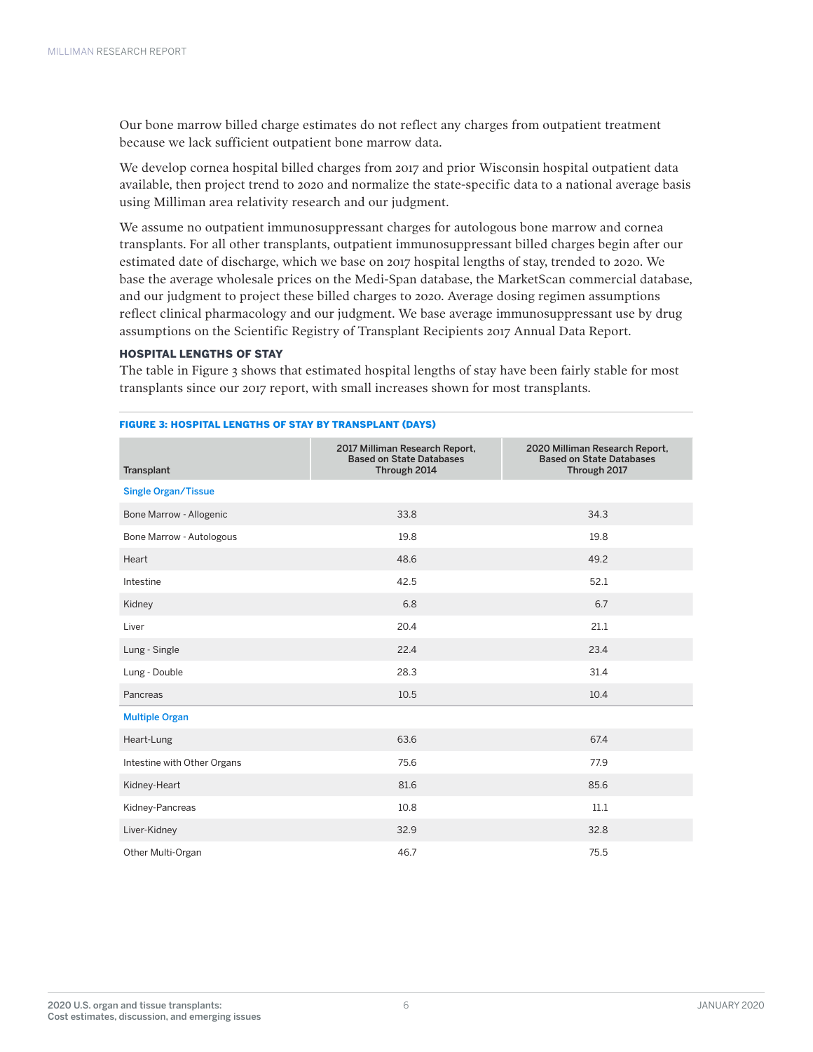Our bone marrow billed charge estimates do not reflect any charges from outpatient treatment because we lack sufficient outpatient bone marrow data.

We develop cornea hospital billed charges from 2017 and prior Wisconsin hospital outpatient data available, then project trend to 2020 and normalize the state-specific data to a national average basis using Milliman area relativity research and our judgment.

We assume no outpatient immunosuppressant charges for autologous bone marrow and cornea transplants. For all other transplants, outpatient immunosuppressant billed charges begin after our estimated date of discharge, which we base on 2017 hospital lengths of stay, trended to 2020. We base the average wholesale prices on the Medi-Span database, the MarketScan commercial database, and our judgment to project these billed charges to 2020. Average dosing regimen assumptions reflect clinical pharmacology and our judgment. We base average immunosuppressant use by drug assumptions on the Scientific Registry of Transplant Recipients 2017 Annual Data Report.

### HOSPITAL LENGTHS OF STAY

The table in Figure 3 shows that estimated hospital lengths of stay have been fairly stable for most transplants since our 2017 report, with small increases shown for most transplants.

**FIGURE 3: HOSPITAL LENGTHS OF STAY BY TRANSPLANT (DAYS)**

| Transplant | 2017 Milliman Research Report, Based on State Databases Through 2014 | 2020 Milliman Research Report, Based on State Databases Through 2017 |
|---|---|---|
| **Single Organ/Tissue** | | |
| Bone Marrow - Allogenic | 33.8 | 34.3 |
| Bone Marrow - Autologous | 19.8 | 19.8 |
| Heart | 48.6 | 49.2 |
| Intestine | 42.5 | 52.1 |
| Kidney | 6.8 | 6.7 |
| Liver | 20.4 | 21.1 |
| Lung - Single | 22.4 | 23.4 |
| Lung - Double | 28.3 | 31.4 |
| Pancreas | 10.5 | 10.4 |
| **Multiple Organ** | | |
| Heart-Lung | 63.6 | 67.4 |
| Intestine with Other Organs | 75.6 | 77.9 |
| Kidney-Heart | 81.6 | 85.6 |
| Kidney-Pancreas | 10.8 | 11.1 |
| Liver-Kidney | 32.9 | 32.8 |
| Other Multi-Organ | 46.7 | 75.5 |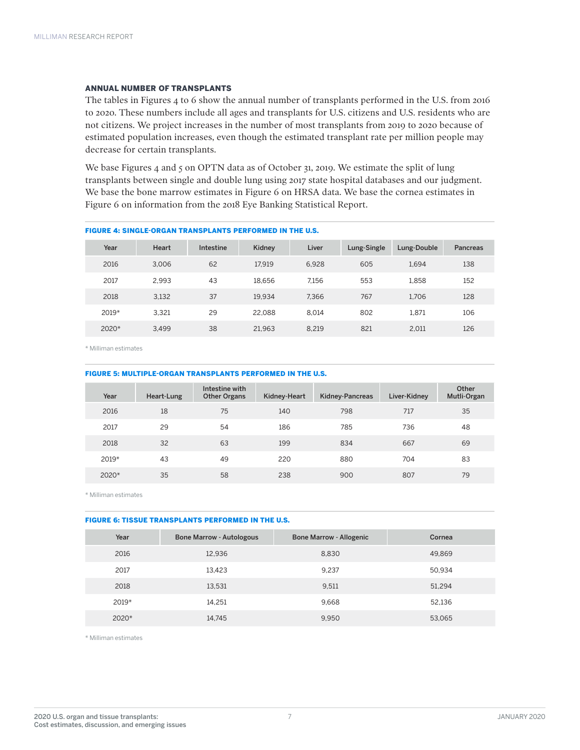### ANNUAL NUMBER OF TRANSPLANTS

The tables in Figures 4 to 6 show the annual number of transplants performed in the U.S. from 2016 to 2020. These numbers include all ages and transplants for U.S. citizens and U.S. residents who are not citizens. We project increases in the number of most transplants from 2019 to 2020 because of estimated population increases, even though the estimated transplant rate per million people may decrease for certain transplants.

We base Figures 4 and 5 on OPTN data as of October 31, 2019. We estimate the split of lung transplants between single and double lung using 2017 state hospital databases and our judgment. We base the bone marrow estimates in Figure 6 on HRSA data. We base the cornea estimates in Figure 6 on information from the 2018 Eye Banking Statistical Report.

**FIGURE 4: SINGLE-ORGAN TRANSPLANTS PERFORMED IN THE U.S.**

| Year | Heart | Intestine | Kidney | Liver | Lung-Single | Lung-Double | Pancreas |
|---|---|---|---|---|---|---|---|
| 2016 | 3,006 | 62 | 17,919 | 6,928 | 605 | 1,694 | 138 |
| 2017 | 2,993 | 43 | 18,656 | 7,156 | 553 | 1,858 | 152 |
| 2018 | 3,132 | 37 | 19,934 | 7,366 | 767 | 1,706 | 128 |
| 2019* | 3,321 | 29 | 22,088 | 8,014 | 802 | 1,871 | 106 |
| 2020* | 3,499 | 38 | 21,963 | 8,219 | 821 | 2,011 | 126 |

* Milliman estimates

**FIGURE 5: MULTIPLE-ORGAN TRANSPLANTS PERFORMED IN THE U.S.**

| Year | Heart-Lung | Intestine with Other Organs | Kidney-Heart | Kidney-Pancreas | Liver-Kidney | Other Mutli-Organ |
|---|---|---|---|---|---|---|
| 2016 | 18 | 75 | 140 | 798 | 717 | 35 |
| 2017 | 29 | 54 | 186 | 785 | 736 | 48 |
| 2018 | 32 | 63 | 199 | 834 | 667 | 69 |
| 2019* | 43 | 49 | 220 | 880 | 704 | 83 |
| 2020* | 35 | 58 | 238 | 900 | 807 | 79 |

* Milliman estimates

**FIGURE 6: TISSUE TRANSPLANTS PERFORMED IN THE U.S.**

| Year | Bone Marrow - Autologous | Bone Marrow - Allogenic | Cornea |
|---|---|---|---|
| 2016 | 12,936 | 8,830 | 49,869 |
| 2017 | 13,423 | 9,237 | 50,934 |
| 2018 | 13,531 | 9,511 | 51,294 |
| 2019* | 14,251 | 9,668 | 52,136 |
| 2020* | 14,745 | 9,950 | 53,065 |

* Milliman estimates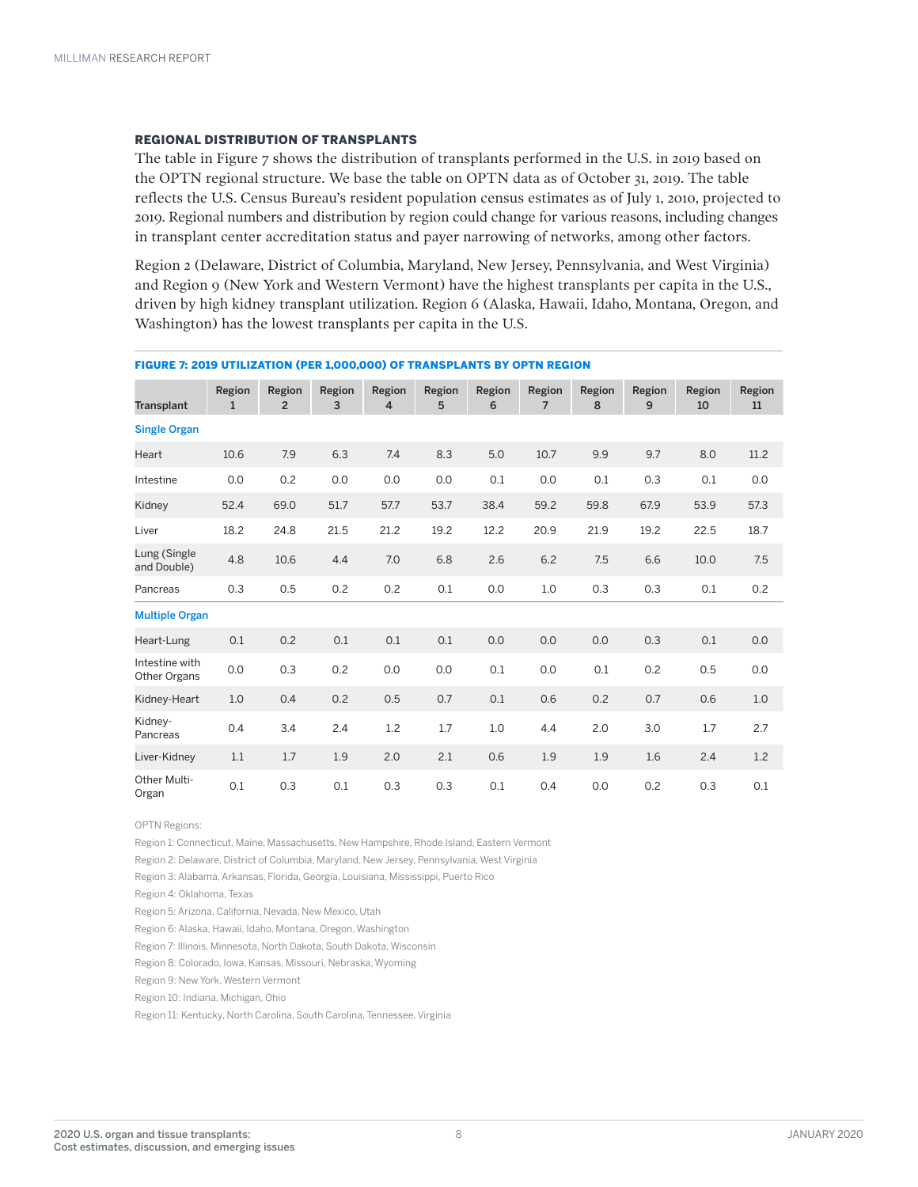### REGIONAL DISTRIBUTION OF TRANSPLANTS

The table in Figure 7 shows the distribution of transplants performed in the U.S. in 2019 based on the OPTN regional structure. We base the table on OPTN data as of October 31, 2019. The table reflects the U.S. Census Bureau's resident population census estimates as of July 1, 2010, projected to 2019. Regional numbers and distribution by region could change for various reasons, including changes in transplant center accreditation status and payer narrowing of networks, among other factors.

Region 2 (Delaware, District of Columbia, Maryland, New Jersey, Pennsylvania, and West Virginia) and Region 9 (New York and Western Vermont) have the highest transplants per capita in the U.S., driven by high kidney transplant utilization. Region 6 (Alaska, Hawaii, Idaho, Montana, Oregon, and Washington) has the lowest transplants per capita in the U.S.

**FIGURE 7: 2019 UTILIZATION (PER 1,000,000) OF TRANSPLANTS BY OPTN REGION**

| Transplant | Region 1 | Region 2 | Region 3 | Region 4 | Region 5 | Region 6 | Region 7 | Region 8 | Region 9 | Region 10 | Region 11 |
|---|---|---|---|---|---|---|---|---|---|---|---|
| **Single Organ** | | | | | | | | | | | |
| Heart | 10.6 | 7.9 | 6.3 | 7.4 | 8.3 | 5.0 | 10.7 | 9.9 | 9.7 | 8.0 | 11.2 |
| Intestine | 0.0 | 0.2 | 0.0 | 0.0 | 0.0 | 0.1 | 0.0 | 0.1 | 0.3 | 0.1 | 0.0 |
| Kidney | 52.4 | 69.0 | 51.7 | 57.7 | 53.7 | 38.4 | 59.2 | 59.8 | 67.9 | 53.9 | 57.3 |
| Liver | 18.2 | 24.8 | 21.5 | 21.2 | 19.2 | 12.2 | 20.9 | 21.9 | 19.2 | 22.5 | 18.7 |
| Lung (Single and Double) | 4.8 | 10.6 | 4.4 | 7.0 | 6.8 | 2.6 | 6.2 | 7.5 | 6.6 | 10.0 | 7.5 |
| Pancreas | 0.3 | 0.5 | 0.2 | 0.2 | 0.1 | 0.0 | 1.0 | 0.3 | 0.3 | 0.1 | 0.2 |
| **Multiple Organ** | | | | | | | | | | | |
| Heart-Lung | 0.1 | 0.2 | 0.1 | 0.1 | 0.1 | 0.0 | 0.0 | 0.0 | 0.3 | 0.1 | 0.0 |
| Intestine with Other Organs | 0.0 | 0.3 | 0.2 | 0.0 | 0.0 | 0.1 | 0.0 | 0.1 | 0.2 | 0.5 | 0.0 |
| Kidney-Heart | 1.0 | 0.4 | 0.2 | 0.5 | 0.7 | 0.1 | 0.6 | 0.2 | 0.7 | 0.6 | 1.0 |
| Kidney-Pancreas | 0.4 | 3.4 | 2.4 | 1.2 | 1.7 | 1.0 | 4.4 | 2.0 | 3.0 | 1.7 | 2.7 |
| Liver-Kidney | 1.1 | 1.7 | 1.9 | 2.0 | 2.1 | 0.6 | 1.9 | 1.9 | 1.6 | 2.4 | 1.2 |
| Other Multi-Organ | 0.1 | 0.3 | 0.1 | 0.3 | 0.3 | 0.1 | 0.4 | 0.0 | 0.2 | 0.3 | 0.1 |

OPTN Regions:

Region 1: Connecticut, Maine, Massachusetts, New Hampshire, Rhode Island, Eastern Vermont

Region 2: Delaware, District of Columbia, Maryland, New Jersey, Pennsylvania, West Virginia

Region 3: Alabama, Arkansas, Florida, Georgia, Louisiana, Mississippi, Puerto Rico

Region 4: Oklahoma, Texas

Region 5: Arizona, California, Nevada, New Mexico, Utah

Region 6: Alaska, Hawaii, Idaho, Montana, Oregon, Washington

Region 7: Illinois, Minnesota, North Dakota, South Dakota, Wisconsin

Region 8: Colorado, Iowa, Kansas, Missouri, Nebraska, Wyoming

Region 9: New York, Western Vermont

Region 10: Indiana, Michigan, Ohio

Region 11: Kentucky, North Carolina, South Carolina, Tennessee, Virginia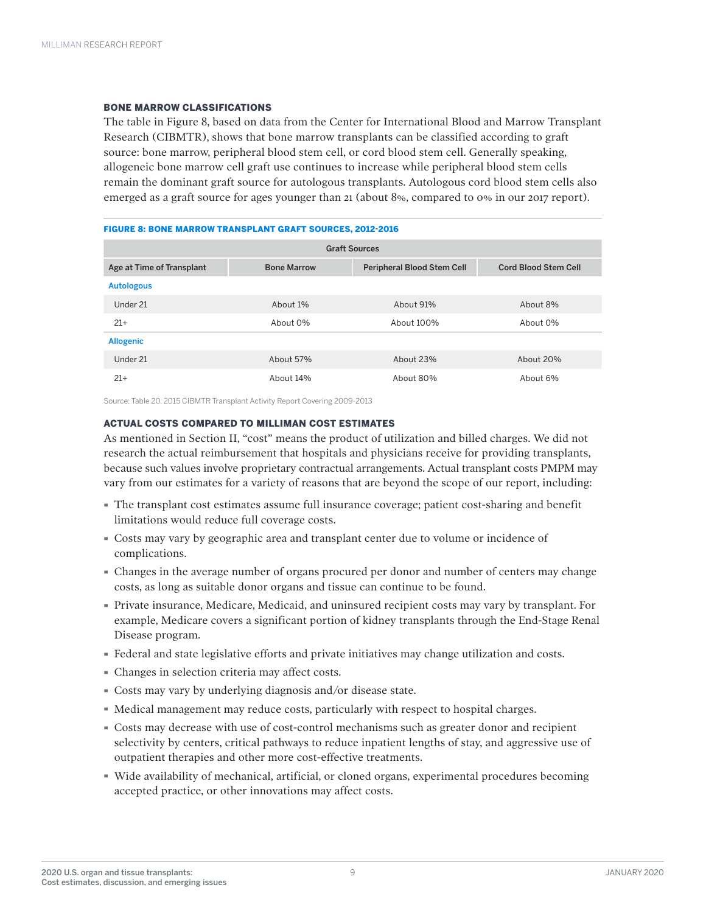### BONE MARROW CLASSIFICATIONS

The table in Figure 8, based on data from the Center for International Blood and Marrow Transplant Research (CIBMTR), shows that bone marrow transplants can be classified according to graft source: bone marrow, peripheral blood stem cell, or cord blood stem cell. Generally speaking, allogeneic bone marrow cell graft use continues to increase while peripheral blood stem cells remain the dominant graft source for autologous transplants. Autologous cord blood stem cells also emerged as a graft source for ages younger than 21 (about 8%, compared to 0% in our 2017 report).

**FIGURE 8: BONE MARROW TRANSPLANT GRAFT SOURCES, 2012-2016**

| | Graft Sources | | |
|---|---|---|---|
| Age at Time of Transplant | Bone Marrow | Peripheral Blood Stem Cell | Cord Blood Stem Cell |
| **Autologous** | | | |
| Under 21 | About 1% | About 91% | About 8% |
| 21+ | About 0% | About 100% | About 0% |
| **Allogenic** | | | |
| Under 21 | About 57% | About 23% | About 20% |
| 21+ | About 14% | About 80% | About 6% |

Source: Table 20. 2015 CIBMTR Transplant Activity Report Covering 2009-2013

### ACTUAL COSTS COMPARED TO MILLIMAN COST ESTIMATES

As mentioned in Section II, "cost" means the product of utilization and billed charges. We did not research the actual reimbursement that hospitals and physicians receive for providing transplants, because such values involve proprietary contractual arrangements. Actual transplant costs PMPM may vary from our estimates for a variety of reasons that are beyond the scope of our report, including:

- The transplant cost estimates assume full insurance coverage; patient cost-sharing and benefit limitations would reduce full coverage costs.
- Costs may vary by geographic area and transplant center due to volume or incidence of complications.
- Changes in the average number of organs procured per donor and number of centers may change costs, as long as suitable donor organs and tissue can continue to be found.
- Private insurance, Medicare, Medicaid, and uninsured recipient costs may vary by transplant. For example, Medicare covers a significant portion of kidney transplants through the End-Stage Renal Disease program.
- Federal and state legislative efforts and private initiatives may change utilization and costs.
- Changes in selection criteria may affect costs.
- Costs may vary by underlying diagnosis and/or disease state.
- Medical management may reduce costs, particularly with respect to hospital charges.
- Costs may decrease with use of cost-control mechanisms such as greater donor and recipient selectivity by centers, critical pathways to reduce inpatient lengths of stay, and aggressive use of outpatient therapies and other more cost-effective treatments.
- Wide availability of mechanical, artificial, or cloned organs, experimental procedures becoming accepted practice, or other innovations may affect costs.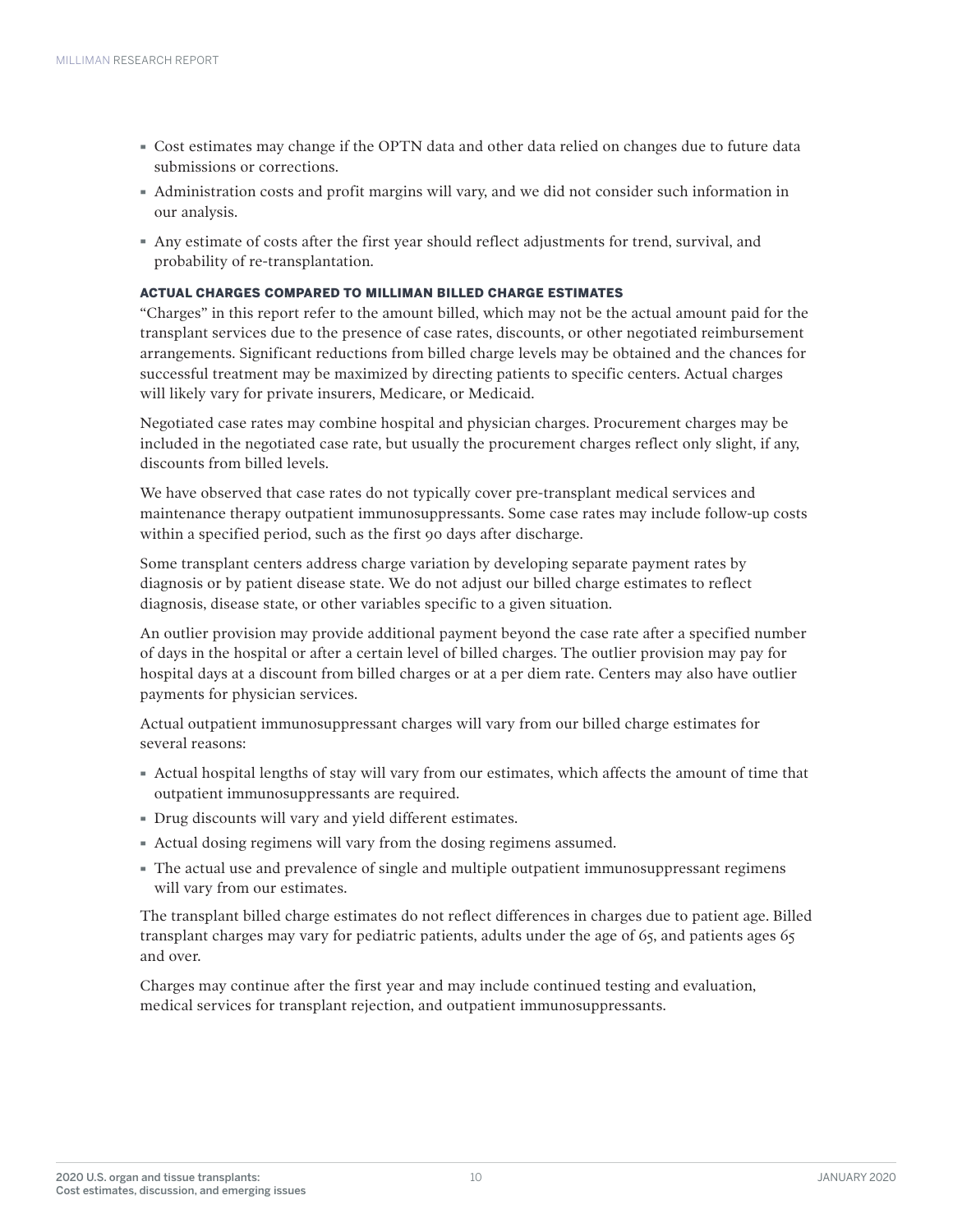- Cost estimates may change if the OPTN data and other data relied on changes due to future data submissions or corrections.
- Administration costs and profit margins will vary, and we did not consider such information in our analysis.
- Any estimate of costs after the first year should reflect adjustments for trend, survival, and probability of re-transplantation.

### ACTUAL CHARGES COMPARED TO MILLIMAN BILLED CHARGE ESTIMATES

"Charges" in this report refer to the amount billed, which may not be the actual amount paid for the transplant services due to the presence of case rates, discounts, or other negotiated reimbursement arrangements. Significant reductions from billed charge levels may be obtained and the chances for successful treatment may be maximized by directing patients to specific centers. Actual charges will likely vary for private insurers, Medicare, or Medicaid.

Negotiated case rates may combine hospital and physician charges. Procurement charges may be included in the negotiated case rate, but usually the procurement charges reflect only slight, if any, discounts from billed levels.

We have observed that case rates do not typically cover pre-transplant medical services and maintenance therapy outpatient immunosuppressants. Some case rates may include follow-up costs within a specified period, such as the first 90 days after discharge.

Some transplant centers address charge variation by developing separate payment rates by diagnosis or by patient disease state. We do not adjust our billed charge estimates to reflect diagnosis, disease state, or other variables specific to a given situation.

An outlier provision may provide additional payment beyond the case rate after a specified number of days in the hospital or after a certain level of billed charges. The outlier provision may pay for hospital days at a discount from billed charges or at a per diem rate. Centers may also have outlier payments for physician services.

Actual outpatient immunosuppressant charges will vary from our billed charge estimates for several reasons:

- Actual hospital lengths of stay will vary from our estimates, which affects the amount of time that outpatient immunosuppressants are required.
- Drug discounts will vary and yield different estimates.
- Actual dosing regimens will vary from the dosing regimens assumed.
- The actual use and prevalence of single and multiple outpatient immunosuppressant regimens will vary from our estimates.

The transplant billed charge estimates do not reflect differences in charges due to patient age. Billed transplant charges may vary for pediatric patients, adults under the age of 65, and patients ages 65 and over.

Charges may continue after the first year and may include continued testing and evaluation, medical services for transplant rejection, and outpatient immunosuppressants.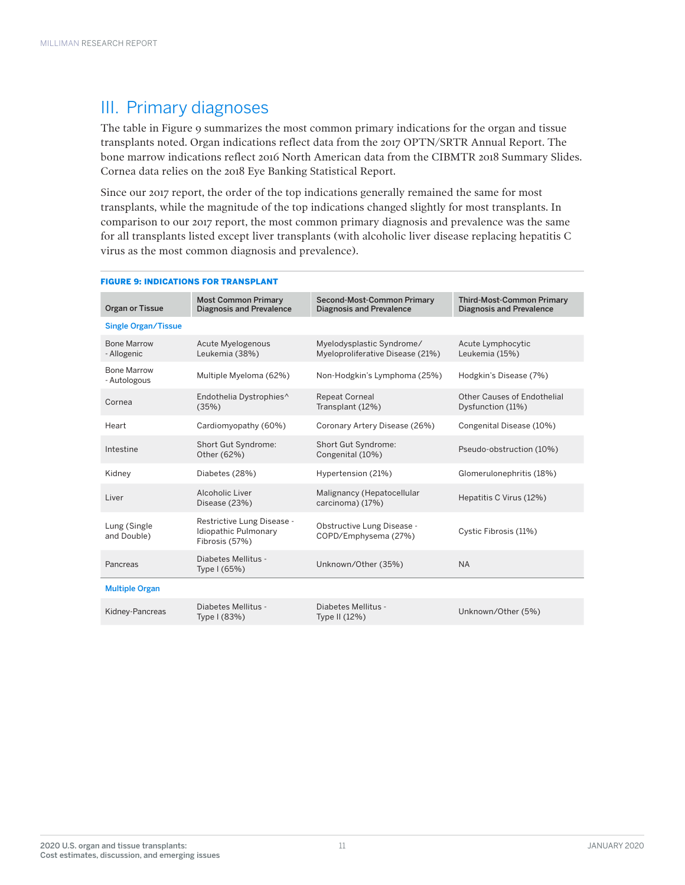## III. Primary diagnoses

The table in Figure 9 summarizes the most common primary indications for the organ and tissue transplants noted. Organ indications reflect data from the 2017 OPTN/SRTR Annual Report. The bone marrow indications reflect 2016 North American data from the CIBMTR 2018 Summary Slides. Cornea data relies on the 2018 Eye Banking Statistical Report.

Since our 2017 report, the order of the top indications generally remained the same for most transplants, while the magnitude of the top indications changed slightly for most transplants. In comparison to our 2017 report, the most common primary diagnosis and prevalence was the same for all transplants listed except liver transplants (with alcoholic liver disease replacing hepatitis C virus as the most common diagnosis and prevalence).

**FIGURE 9: INDICATIONS FOR TRANSPLANT**

| Organ or Tissue | Most Common Primary Diagnosis and Prevalence | Second-Most-Common Primary Diagnosis and Prevalence | Third-Most-Common Primary Diagnosis and Prevalence |
|---|---|---|---|
| **Single Organ/Tissue** | | | |
| Bone Marrow - Allogenic | Acute Myelogenous Leukemia (38%) | Myelodysplastic Syndrome/ Myeloproliferative Disease (21%) | Acute Lymphocytic Leukemia (15%) |
| Bone Marrow - Autologous | Multiple Myeloma (62%) | Non-Hodgkin's Lymphoma (25%) | Hodgkin's Disease (7%) |
| Cornea | Endothelia Dystrophies^ (35%) | Repeat Corneal Transplant (12%) | Other Causes of Endothelial Dysfunction (11%) |
| Heart | Cardiomyopathy (60%) | Coronary Artery Disease (26%) | Congenital Disease (10%) |
| Intestine | Short Gut Syndrome: Other (62%) | Short Gut Syndrome: Congenital (10%) | Pseudo-obstruction (10%) |
| Kidney | Diabetes (28%) | Hypertension (21%) | Glomerulonephritis (18%) |
| Liver | Alcoholic Liver Disease (23%) | Malignancy (Hepatocellular carcinoma) (17%) | Hepatitis C Virus (12%) |
| Lung (Single and Double) | Restrictive Lung Disease - Idiopathic Pulmonary Fibrosis (57%) | Obstructive Lung Disease - COPD/Emphysema (27%) | Cystic Fibrosis (11%) |
| Pancreas | Diabetes Mellitus - Type I (65%) | Unknown/Other (35%) | NA |
| **Multiple Organ** | | | |
| Kidney-Pancreas | Diabetes Mellitus - Type I (83%) | Diabetes Mellitus - Type II (12%) | Unknown/Other (5%) |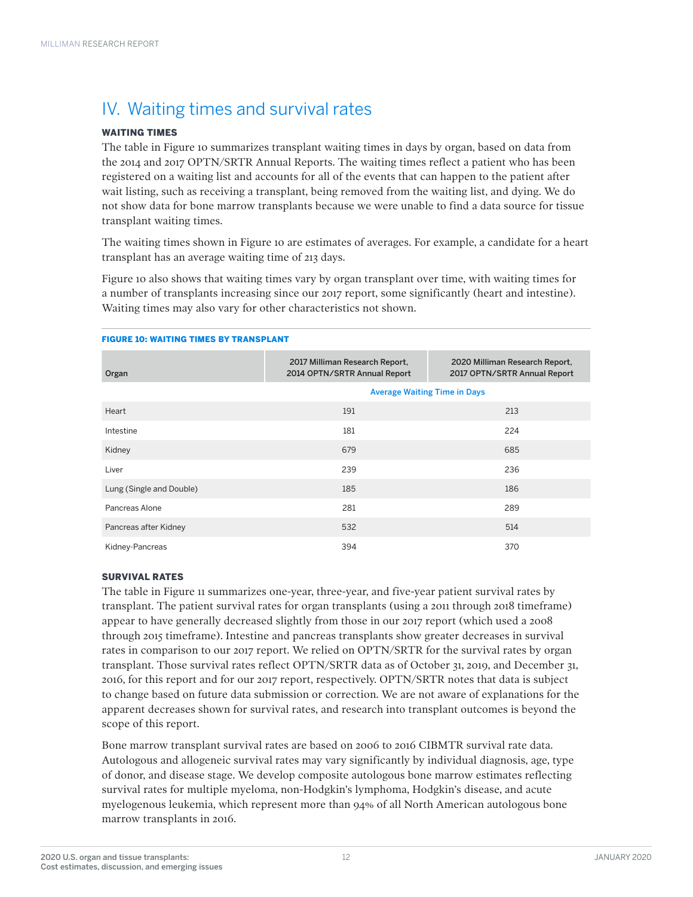## IV. Waiting times and survival rates

### WAITING TIMES

The table in Figure 10 summarizes transplant waiting times in days by organ, based on data from the 2014 and 2017 OPTN/SRTR Annual Reports. The waiting times reflect a patient who has been registered on a waiting list and accounts for all of the events that can happen to the patient after wait listing, such as receiving a transplant, being removed from the waiting list, and dying. We do not show data for bone marrow transplants because we were unable to find a data source for tissue transplant waiting times.

The waiting times shown in Figure 10 are estimates of averages. For example, a candidate for a heart transplant has an average waiting time of 213 days.

Figure 10 also shows that waiting times vary by organ transplant over time, with waiting times for a number of transplants increasing since our 2017 report, some significantly (heart and intestine). Waiting times may also vary for other characteristics not shown.

**FIGURE 10: WAITING TIMES BY TRANSPLANT**

| Organ | 2017 Milliman Research Report, 2014 OPTN/SRTR Annual Report | 2020 Milliman Research Report, 2017 OPTN/SRTR Annual Report |
|---|---|---|
| | Average Waiting Time in Days | |
| Heart | 191 | 213 |
| Intestine | 181 | 224 |
| Kidney | 679 | 685 |
| Liver | 239 | 236 |
| Lung (Single and Double) | 185 | 186 |
| Pancreas Alone | 281 | 289 |
| Pancreas after Kidney | 532 | 514 |
| Kidney-Pancreas | 394 | 370 |

### SURVIVAL RATES

The table in Figure 11 summarizes one-year, three-year, and five-year patient survival rates by transplant. The patient survival rates for organ transplants (using a 2011 through 2018 timeframe) appear to have generally decreased slightly from those in our 2017 report (which used a 2008 through 2015 timeframe). Intestine and pancreas transplants show greater decreases in survival rates in comparison to our 2017 report. We relied on OPTN/SRTR for the survival rates by organ transplant. Those survival rates reflect OPTN/SRTR data as of October 31, 2019, and December 31, 2016, for this report and for our 2017 report, respectively. OPTN/SRTR notes that data is subject to change based on future data submission or correction. We are not aware of explanations for the apparent decreases shown for survival rates, and research into transplant outcomes is beyond the scope of this report.

Bone marrow transplant survival rates are based on 2006 to 2016 CIBMTR survival rate data. Autologous and allogeneic survival rates may vary significantly by individual diagnosis, age, type of donor, and disease stage. We develop composite autologous bone marrow estimates reflecting survival rates for multiple myeloma, non-Hodgkin's lymphoma, Hodgkin's disease, and acute myelogenous leukemia, which represent more than 94% of all North American autologous bone marrow transplants in 2016.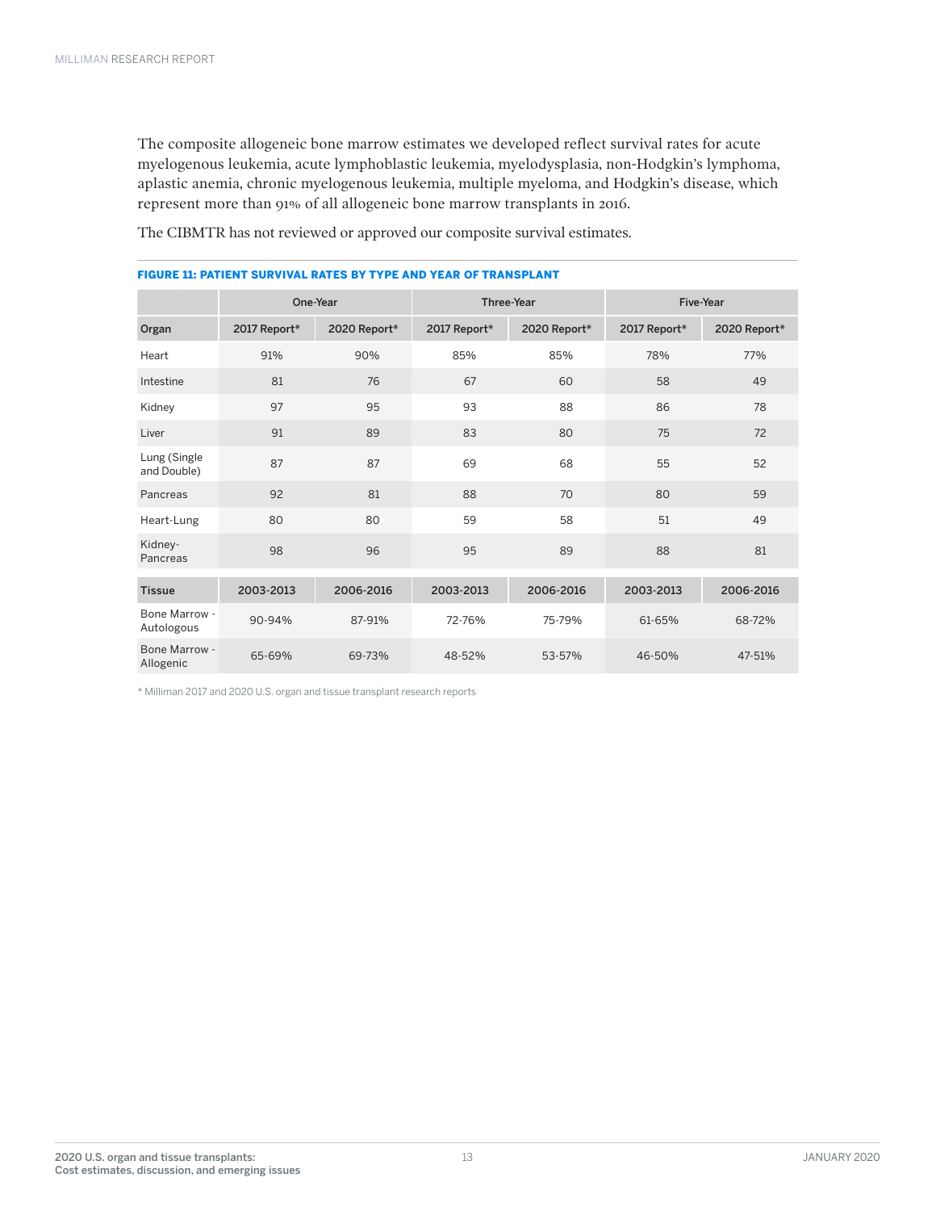The composite allogeneic bone marrow estimates we developed reflect survival rates for acute myelogenous leukemia, acute lymphoblastic leukemia, myelodysplasia, non-Hodgkin's lymphoma, aplastic anemia, chronic myelogenous leukemia, multiple myeloma, and Hodgkin's disease, which represent more than 91% of all allogeneic bone marrow transplants in 2016.

The CIBMTR has not reviewed or approved our composite survival estimates.

**FIGURE 11: PATIENT SURVIVAL RATES BY TYPE AND YEAR OF TRANSPLANT**

| | One-Year | | Three-Year | | Five-Year | |
|---|---|---|---|---|---|---|
| **Organ** | **2017 Report*** | **2020 Report*** | **2017 Report*** | **2020 Report*** | **2017 Report*** | **2020 Report*** |
| Heart | 91% | 90% | 85% | 85% | 78% | 77% |
| Intestine | 81 | 76 | 67 | 60 | 58 | 49 |
| Kidney | 97 | 95 | 93 | 88 | 86 | 78 |
| Liver | 91 | 89 | 83 | 80 | 75 | 72 |
| Lung (Single and Double) | 87 | 87 | 69 | 68 | 55 | 52 |
| Pancreas | 92 | 81 | 88 | 70 | 80 | 59 |
| Heart-Lung | 80 | 80 | 59 | 58 | 51 | 49 |
| Kidney-Pancreas | 98 | 96 | 95 | 89 | 88 | 81 |
| **Tissue** | **2003-2013** | **2006-2016** | **2003-2013** | **2006-2016** | **2003-2013** | **2006-2016** |
| Bone Marrow - Autologous | 90-94% | 87-91% | 72-76% | 75-79% | 61-65% | 68-72% |
| Bone Marrow - Allogenic | 65-69% | 69-73% | 48-52% | 53-57% | 46-50% | 47-51% |

* Milliman 2017 and 2020 U.S. organ and tissue transplant research reports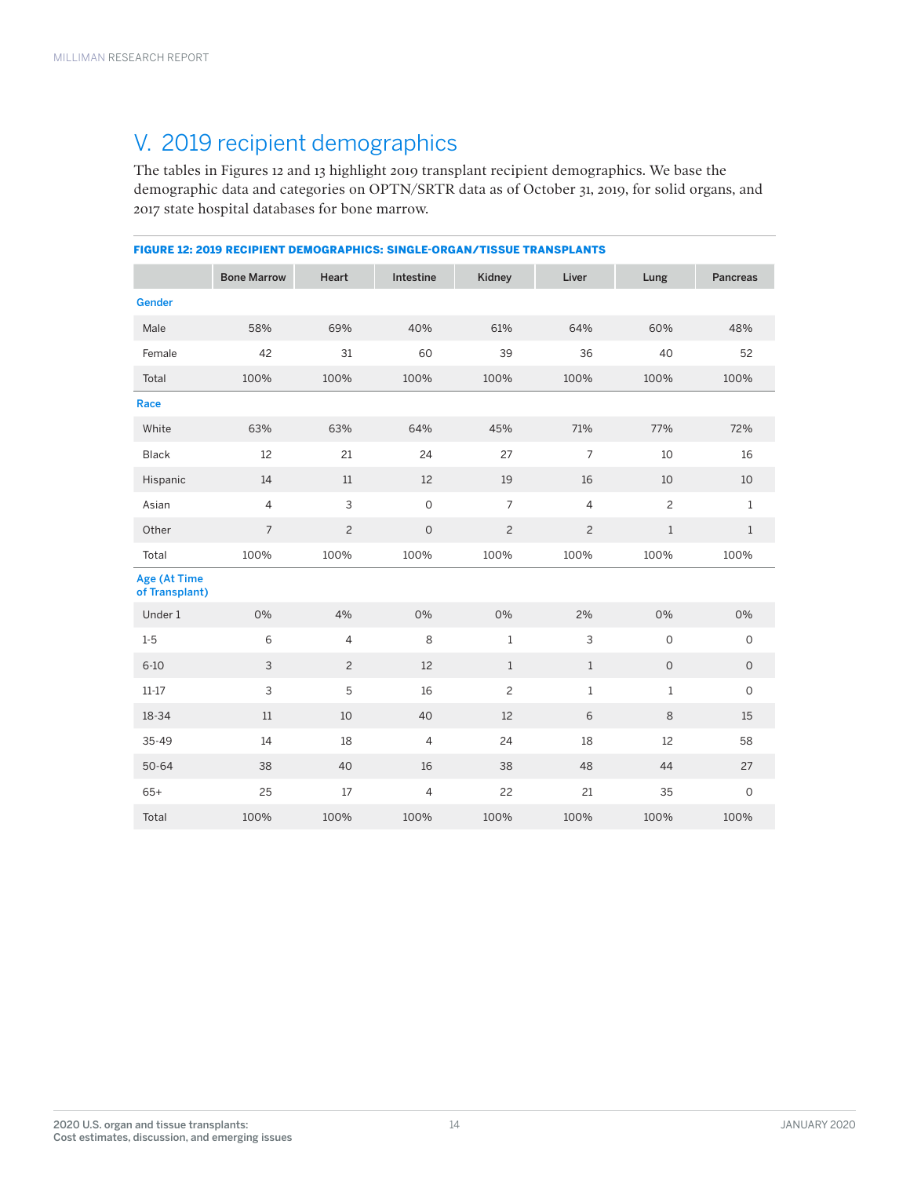# V. 2019 recipient demographics

The tables in Figures 12 and 13 highlight 2019 transplant recipient demographics. We base the demographic data and categories on OPTN/SRTR data as of October 31, 2019, for solid organs, and 2017 state hospital databases for bone marrow.

**FIGURE 12: 2019 RECIPIENT DEMOGRAPHICS: SINGLE-ORGAN/TISSUE TRANSPLANTS**

| | Bone Marrow | Heart | Intestine | Kidney | Liver | Lung | Pancreas |
|---|---|---|---|---|---|---|---|
| **Gender** | | | | | | | |
| Male | 58% | 69% | 40% | 61% | 64% | 60% | 48% |
| Female | 42 | 31 | 60 | 39 | 36 | 40 | 52 |
| Total | 100% | 100% | 100% | 100% | 100% | 100% | 100% |
| **Race** | | | | | | | |
| White | 63% | 63% | 64% | 45% | 71% | 77% | 72% |
| Black | 12 | 21 | 24 | 27 | 7 | 10 | 16 |
| Hispanic | 14 | 11 | 12 | 19 | 16 | 10 | 10 |
| Asian | 4 | 3 | 0 | 7 | 4 | 2 | 1 |
| Other | 7 | 2 | 0 | 2 | 2 | 1 | 1 |
| Total | 100% | 100% | 100% | 100% | 100% | 100% | 100% |
| **Age (At Time of Transplant)** | | | | | | | |
| Under 1 | 0% | 4% | 0% | 0% | 2% | 0% | 0% |
| 1-5 | 6 | 4 | 8 | 1 | 3 | 0 | 0 |
| 6-10 | 3 | 2 | 12 | 1 | 1 | 0 | 0 |
| 11-17 | 3 | 5 | 16 | 2 | 1 | 1 | 0 |
| 18-34 | 11 | 10 | 40 | 12 | 6 | 8 | 15 |
| 35-49 | 14 | 18 | 4 | 24 | 18 | 12 | 58 |
| 50-64 | 38 | 40 | 16 | 38 | 48 | 44 | 27 |
| 65+ | 25 | 17 | 4 | 22 | 21 | 35 | 0 |
| Total | 100% | 100% | 100% | 100% | 100% | 100% | 100% |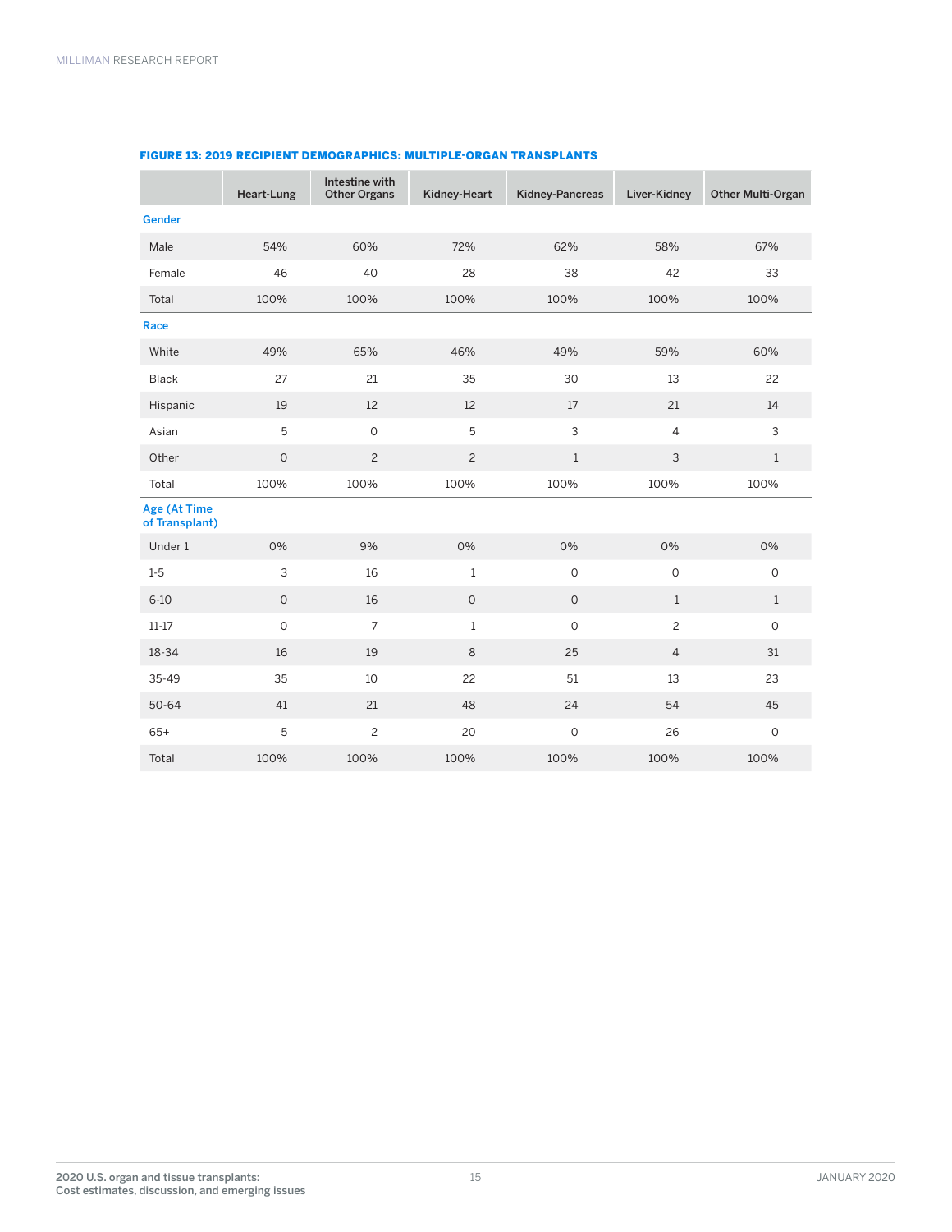**FIGURE 13: 2019 RECIPIENT DEMOGRAPHICS: MULTIPLE-ORGAN TRANSPLANTS**

| | Heart-Lung | Intestine with Other Organs | Kidney-Heart | Kidney-Pancreas | Liver-Kidney | Other Multi-Organ |
|---|---|---|---|---|---|---|
| **Gender** | | | | | | |
| Male | 54% | 60% | 72% | 62% | 58% | 67% |
| Female | 46 | 40 | 28 | 38 | 42 | 33 |
| Total | 100% | 100% | 100% | 100% | 100% | 100% |
| **Race** | | | | | | |
| White | 49% | 65% | 46% | 49% | 59% | 60% |
| Black | 27 | 21 | 35 | 30 | 13 | 22 |
| Hispanic | 19 | 12 | 12 | 17 | 21 | 14 |
| Asian | 5 | 0 | 5 | 3 | 4 | 3 |
| Other | 0 | 2 | 2 | 1 | 3 | 1 |
| Total | 100% | 100% | 100% | 100% | 100% | 100% |
| **Age (At Time of Transplant)** | | | | | | |
| Under 1 | 0% | 9% | 0% | 0% | 0% | 0% |
| 1-5 | 3 | 16 | 1 | 0 | 0 | 0 |
| 6-10 | 0 | 16 | 0 | 0 | 1 | 1 |
| 11-17 | 0 | 7 | 1 | 0 | 2 | 0 |
| 18-34 | 16 | 19 | 8 | 25 | 4 | 31 |
| 35-49 | 35 | 10 | 22 | 51 | 13 | 23 |
| 50-64 | 41 | 21 | 48 | 24 | 54 | 45 |
| 65+ | 5 | 2 | 20 | 0 | 26 | 0 |
| Total | 100% | 100% | 100% | 100% | 100% | 100% |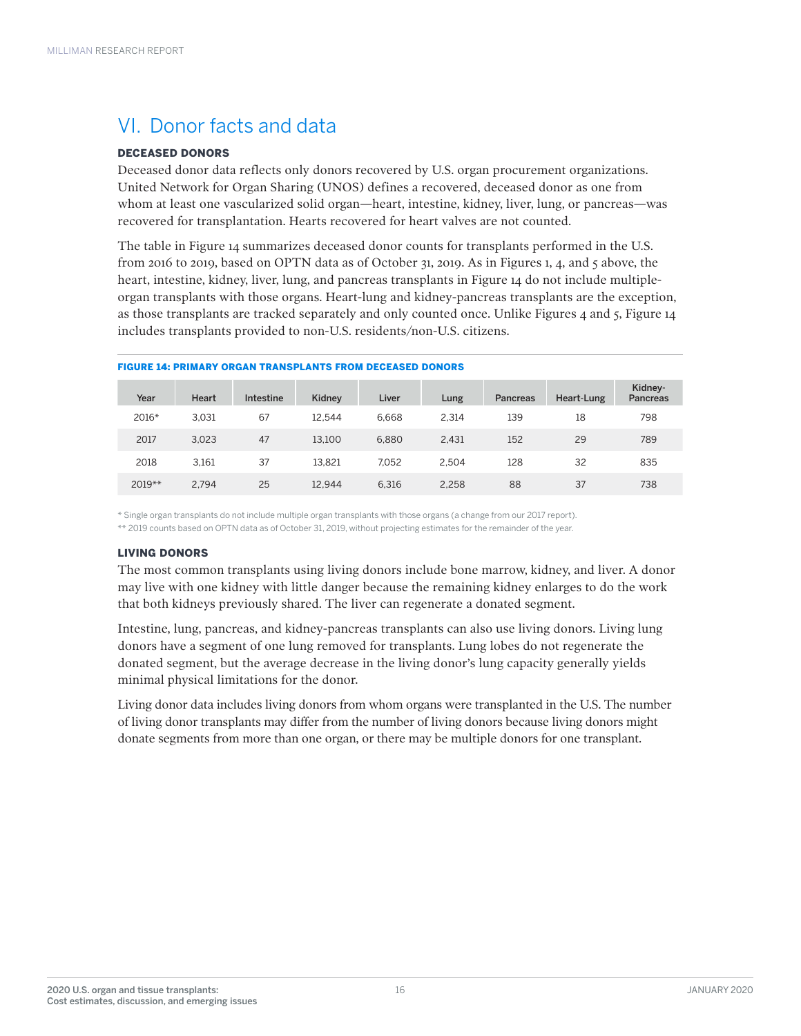## VI. Donor facts and data

### DECEASED DONORS

Deceased donor data reflects only donors recovered by U.S. organ procurement organizations. United Network for Organ Sharing (UNOS) defines a recovered, deceased donor as one from whom at least one vascularized solid organ—heart, intestine, kidney, liver, lung, or pancreas—was recovered for transplantation. Hearts recovered for heart valves are not counted.

The table in Figure 14 summarizes deceased donor counts for transplants performed in the U.S. from 2016 to 2019, based on OPTN data as of October 31, 2019. As in Figures 1, 4, and 5 above, the heart, intestine, kidney, liver, lung, and pancreas transplants in Figure 14 do not include multiple-organ transplants with those organs. Heart-lung and kidney-pancreas transplants are the exception, as those transplants are tracked separately and only counted once. Unlike Figures 4 and 5, Figure 14 includes transplants provided to non-U.S. residents/non-U.S. citizens.

**FIGURE 14: PRIMARY ORGAN TRANSPLANTS FROM DECEASED DONORS**

| Year | Heart | Intestine | Kidney | Liver | Lung | Pancreas | Heart-Lung | Kidney-Pancreas |
|---|---|---|---|---|---|---|---|---|
| 2016* | 3,031 | 67 | 12,544 | 6,668 | 2,314 | 139 | 18 | 798 |
| 2017 | 3,023 | 47 | 13,100 | 6,880 | 2,431 | 152 | 29 | 789 |
| 2018 | 3,161 | 37 | 13,821 | 7,052 | 2,504 | 128 | 32 | 835 |
| 2019** | 2,794 | 25 | 12,944 | 6,316 | 2,258 | 88 | 37 | 738 |

\* Single organ transplants do not include multiple organ transplants with those organs (a change from our 2017 report).

\*\* 2019 counts based on OPTN data as of October 31, 2019, without projecting estimates for the remainder of the year.

### LIVING DONORS

The most common transplants using living donors include bone marrow, kidney, and liver. A donor may live with one kidney with little danger because the remaining kidney enlarges to do the work that both kidneys previously shared. The liver can regenerate a donated segment.

Intestine, lung, pancreas, and kidney-pancreas transplants can also use living donors. Living lung donors have a segment of one lung removed for transplants. Lung lobes do not regenerate the donated segment, but the average decrease in the living donor's lung capacity generally yields minimal physical limitations for the donor.

Living donor data includes living donors from whom organs were transplanted in the U.S. The number of living donor transplants may differ from the number of living donors because living donors might donate segments from more than one organ, or there may be multiple donors for one transplant.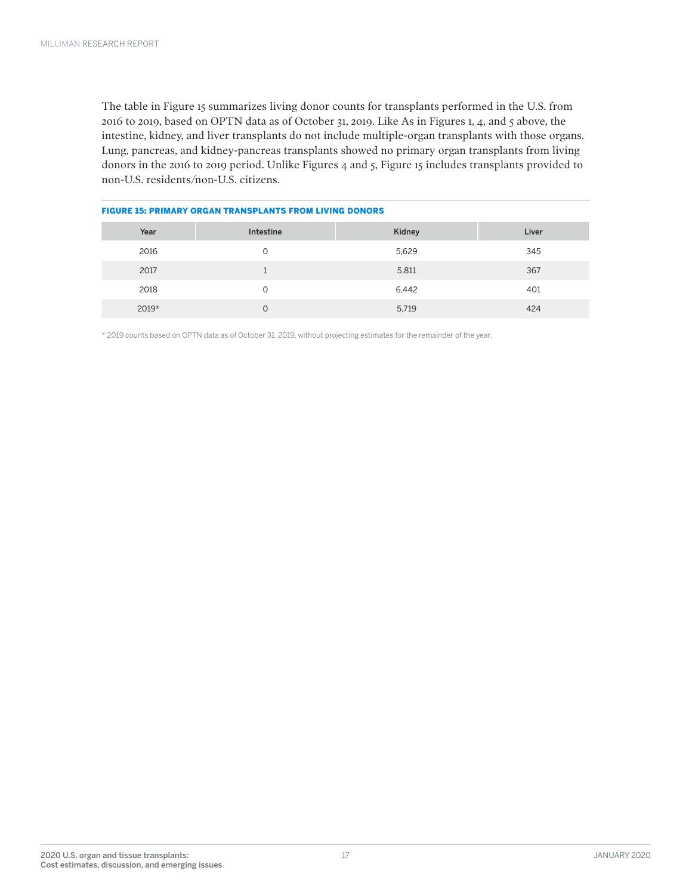The table in Figure 15 summarizes living donor counts for transplants performed in the U.S. from 2016 to 2019, based on OPTN data as of October 31, 2019. Like As in Figures 1, 4, and 5 above, the intestine, kidney, and liver transplants do not include multiple-organ transplants with those organs. Lung, pancreas, and kidney-pancreas transplants showed no primary organ transplants from living donors in the 2016 to 2019 period. Unlike Figures 4 and 5, Figure 15 includes transplants provided to non-U.S. residents/non-U.S. citizens.

**FIGURE 15: PRIMARY ORGAN TRANSPLANTS FROM LIVING DONORS**

| Year | Intestine | Kidney | Liver |
| --- | --- | --- | --- |
| 2016 | 0 | 5,629 | 345 |
| 2017 | 1 | 5,811 | 367 |
| 2018 | 0 | 6,442 | 401 |
| 2019* | 0 | 5,719 | 424 |

\* 2019 counts based on OPTN data as of October 31, 2019, without projecting estimates for the remainder of the year.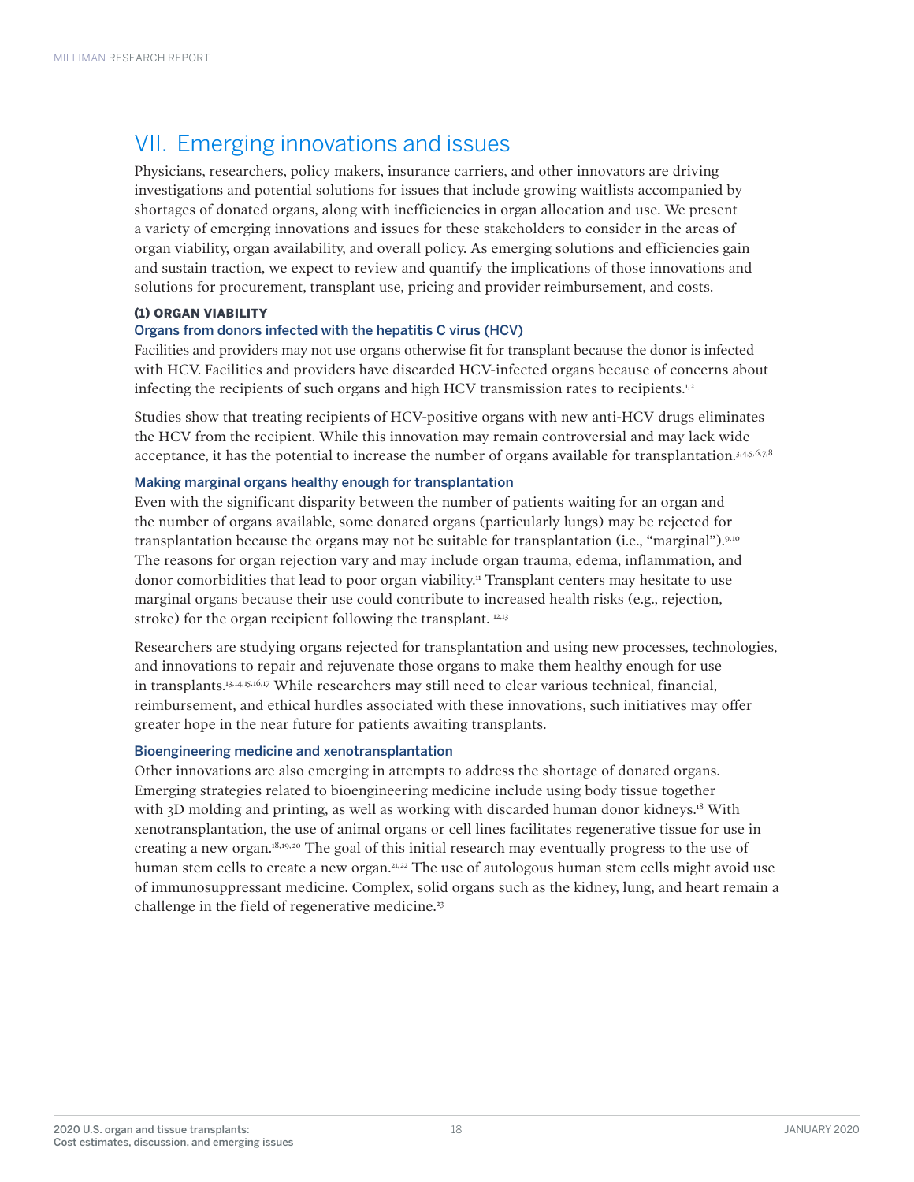## VII. Emerging innovations and issues

Physicians, researchers, policy makers, insurance carriers, and other innovators are driving investigations and potential solutions for issues that include growing waitlists accompanied by shortages of donated organs, along with inefficiencies in organ allocation and use. We present a variety of emerging innovations and issues for these stakeholders to consider in the areas of organ viability, organ availability, and overall policy. As emerging solutions and efficiencies gain and sustain traction, we expect to review and quantify the implications of those innovations and solutions for procurement, transplant use, pricing and provider reimbursement, and costs.

**(1) ORGAN VIABILITY**

### Organs from donors infected with the hepatitis C virus (HCV)

Facilities and providers may not use organs otherwise fit for transplant because the donor is infected with HCV. Facilities and providers have discarded HCV-infected organs because of concerns about infecting the recipients of such organs and high HCV transmission rates to recipients.[1,2]

Studies show that treating recipients of HCV-positive organs with new anti-HCV drugs eliminates the HCV from the recipient. While this innovation may remain controversial and may lack wide acceptance, it has the potential to increase the number of organs available for transplantation.[3,4,5,6,7,8]

### Making marginal organs healthy enough for transplantation

Even with the significant disparity between the number of patients waiting for an organ and the number of organs available, some donated organs (particularly lungs) may be rejected for transplantation because the organs may not be suitable for transplantation (i.e., "marginal").[9,10] The reasons for organ rejection vary and may include organ trauma, edema, inflammation, and donor comorbidities that lead to poor organ viability.[11] Transplant centers may hesitate to use marginal organs because their use could contribute to increased health risks (e.g., rejection, stroke) for the organ recipient following the transplant. [12,13]

Researchers are studying organs rejected for transplantation and using new processes, technologies, and innovations to repair and rejuvenate those organs to make them healthy enough for use in transplants.[13,14,15,16,17] While researchers may still need to clear various technical, financial, reimbursement, and ethical hurdles associated with these innovations, such initiatives may offer greater hope in the near future for patients awaiting transplants.

### Bioengineering medicine and xenotransplantation

Other innovations are also emerging in attempts to address the shortage of donated organs. Emerging strategies related to bioengineering medicine include using body tissue together with 3D molding and printing, as well as working with discarded human donor kidneys.[18] With xenotransplantation, the use of animal organs or cell lines facilitates regenerative tissue for use in creating a new organ.[18,19,20] The goal of this initial research may eventually progress to the use of human stem cells to create a new organ.[21,22] The use of autologous human stem cells might avoid use of immunosuppressant medicine. Complex, solid organs such as the kidney, lung, and heart remain a challenge in the field of regenerative medicine.[23]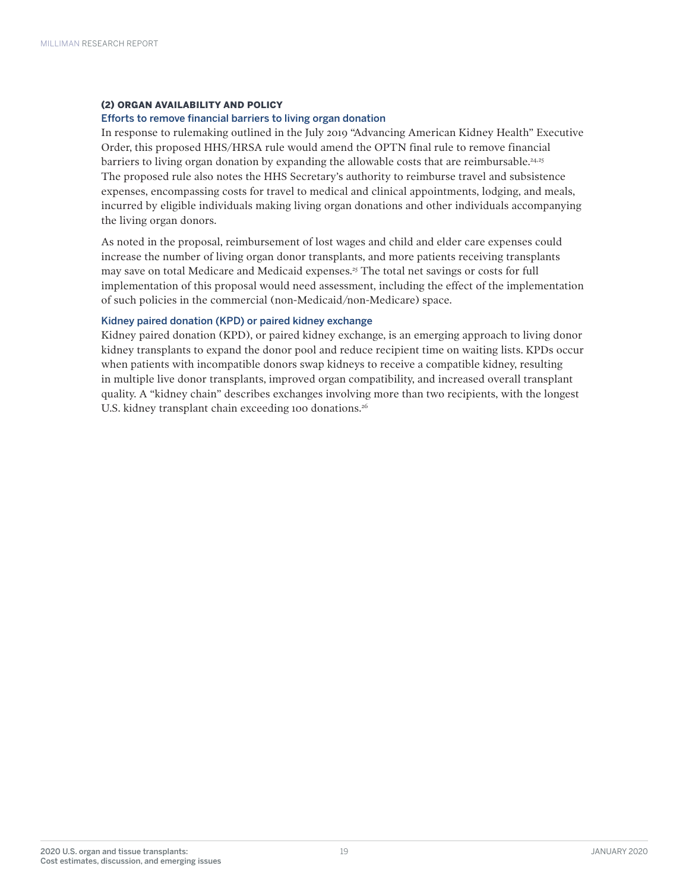### (2) ORGAN AVAILABILITY AND POLICY

#### Efforts to remove financial barriers to living organ donation

In response to rulemaking outlined in the July 2019 "Advancing American Kidney Health" Executive Order, this proposed HHS/HRSA rule would amend the OPTN final rule to remove financial barriers to living organ donation by expanding the allowable costs that are reimbursable.[24,25] The proposed rule also notes the HHS Secretary's authority to reimburse travel and subsistence expenses, encompassing costs for travel to medical and clinical appointments, lodging, and meals, incurred by eligible individuals making living organ donations and other individuals accompanying the living organ donors.

As noted in the proposal, reimbursement of lost wages and child and elder care expenses could increase the number of living organ donor transplants, and more patients receiving transplants may save on total Medicare and Medicaid expenses.[25] The total net savings or costs for full implementation of this proposal would need assessment, including the effect of the implementation of such policies in the commercial (non-Medicaid/non-Medicare) space.

#### Kidney paired donation (KPD) or paired kidney exchange

Kidney paired donation (KPD), or paired kidney exchange, is an emerging approach to living donor kidney transplants to expand the donor pool and reduce recipient time on waiting lists. KPDs occur when patients with incompatible donors swap kidneys to receive a compatible kidney, resulting in multiple live donor transplants, improved organ compatibility, and increased overall transplant quality. A "kidney chain" describes exchanges involving more than two recipients, with the longest U.S. kidney transplant chain exceeding 100 donations.[26]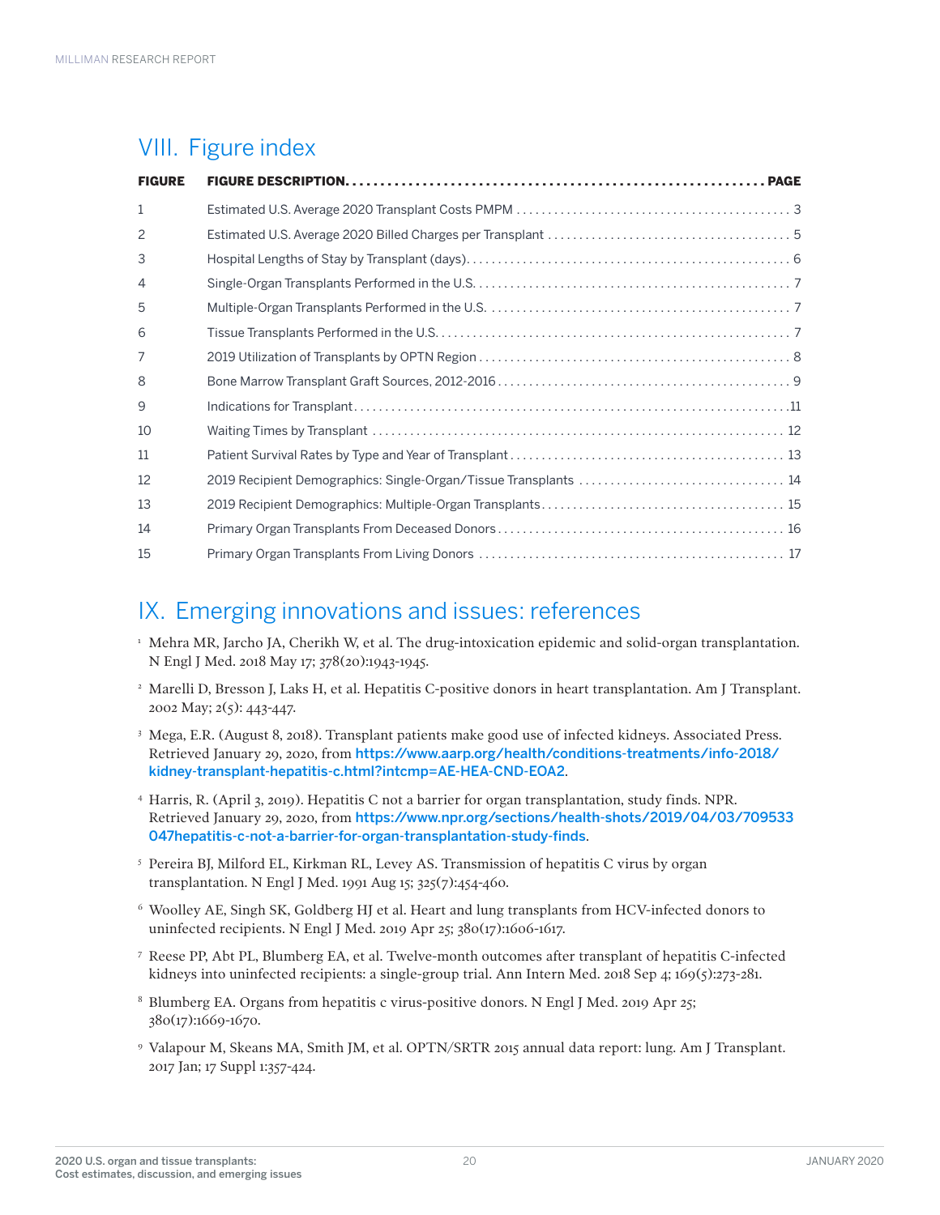## VIII. Figure index

| FIGURE | FIGURE DESCRIPTION | PAGE |
|---|---|---|
| 1 | Estimated U.S. Average 2020 Transplant Costs PMPM | 3 |
| 2 | Estimated U.S. Average 2020 Billed Charges per Transplant | 5 |
| 3 | Hospital Lengths of Stay by Transplant (days) | 6 |
| 4 | Single-Organ Transplants Performed in the U.S. | 7 |
| 5 | Multiple-Organ Transplants Performed in the U.S. | 7 |
| 6 | Tissue Transplants Performed in the U.S. | 7 |
| 7 | 2019 Utilization of Transplants by OPTN Region | 8 |
| 8 | Bone Marrow Transplant Graft Sources, 2012-2016 | 9 |
| 9 | Indications for Transplant | 11 |
| 10 | Waiting Times by Transplant | 12 |
| 11 | Patient Survival Rates by Type and Year of Transplant | 13 |
| 12 | 2019 Recipient Demographics: Single-Organ/Tissue Transplants | 14 |
| 13 | 2019 Recipient Demographics: Multiple-Organ Transplants | 15 |
| 14 | Primary Organ Transplants From Deceased Donors | 16 |
| 15 | Primary Organ Transplants From Living Donors | 17 |

## IX. Emerging innovations and issues: references

1. Mehra MR, Jarcho JA, Cherikh W, et al. The drug-intoxication epidemic and solid-organ transplantation. N Engl J Med. 2018 May 17; 378(20):1943-1945.
2. Marelli D, Bresson J, Laks H, et al. Hepatitis C-positive donors in heart transplantation. Am J Transplant. 2002 May; 2(5): 443-447.
3. Mega, E.R. (August 8, 2018). Transplant patients make good use of infected kidneys. Associated Press. Retrieved January 29, 2020, from https://www.aarp.org/health/conditions-treatments/info-2018/kidney-transplant-hepatitis-c.html?intcmp=AE-HEA-CND-EOA2.
4. Harris, R. (April 3, 2019). Hepatitis C not a barrier for organ transplantation, study finds. NPR. Retrieved January 29, 2020, from https://www.npr.org/sections/health-shots/2019/04/03/709533047hepatitis-c-not-a-barrier-for-organ-transplantation-study-finds.
5. Pereira BJ, Milford EL, Kirkman RL, Levey AS. Transmission of hepatitis C virus by organ transplantation. N Engl J Med. 1991 Aug 15; 325(7):454-460.
6. Woolley AE, Singh SK, Goldberg HJ et al. Heart and lung transplants from HCV-infected donors to uninfected recipients. N Engl J Med. 2019 Apr 25; 380(17):1606-1617.
7. Reese PP, Abt PL, Blumberg EA, et al. Twelve-month outcomes after transplant of hepatitis C-infected kidneys into uninfected recipients: a single-group trial. Ann Intern Med. 2018 Sep 4; 169(5):273-281.
8. Blumberg EA. Organs from hepatitis c virus-positive donors. N Engl J Med. 2019 Apr 25; 380(17):1669-1670.
9. Valapour M, Skeans MA, Smith JM, et al. OPTN/SRTR 2015 annual data report: lung. Am J Transplant. 2017 Jan; 17 Suppl 1:357-424.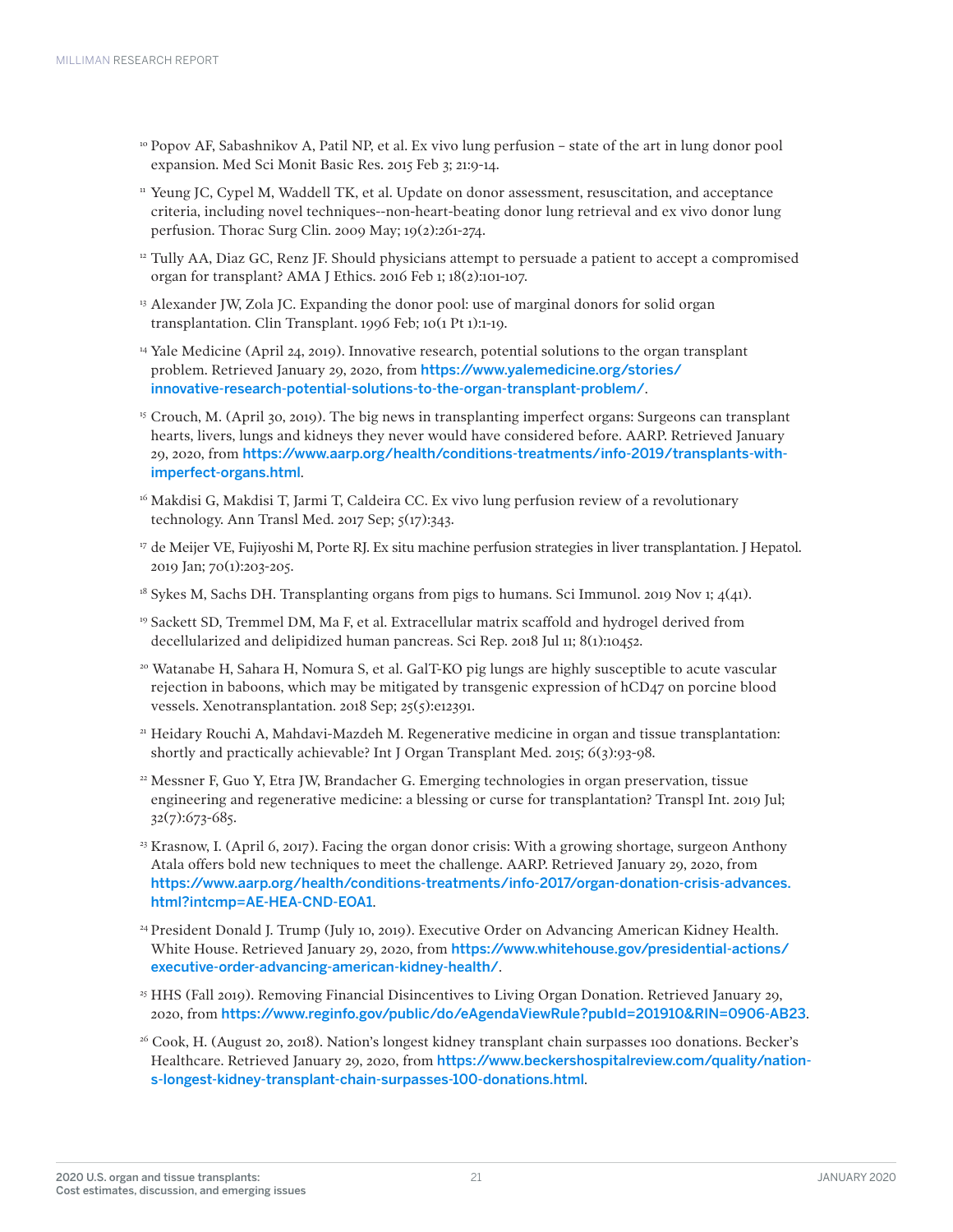[10] Popov AF, Sabashnikov A, Patil NP, et al. Ex vivo lung perfusion – state of the art in lung donor pool expansion. Med Sci Monit Basic Res. 2015 Feb 3; 21:9-14.

[11] Yeung JC, Cypel M, Waddell TK, et al. Update on donor assessment, resuscitation, and acceptance criteria, including novel techniques--non-heart-beating donor lung retrieval and ex vivo donor lung perfusion. Thorac Surg Clin. 2009 May; 19(2):261-274.

[12] Tully AA, Diaz GC, Renz JF. Should physicians attempt to persuade a patient to accept a compromised organ for transplant? AMA J Ethics. 2016 Feb 1; 18(2):101-107.

[13] Alexander JW, Zola JC. Expanding the donor pool: use of marginal donors for solid organ transplantation. Clin Transplant. 1996 Feb; 10(1 Pt 1):1-19.

[14] Yale Medicine (April 24, 2019). Innovative research, potential solutions to the organ transplant problem. Retrieved January 29, 2020, from https://www.yalemedicine.org/stories/innovative-research-potential-solutions-to-the-organ-transplant-problem/.

[15] Crouch, M. (April 30, 2019). The big news in transplanting imperfect organs: Surgeons can transplant hearts, livers, lungs and kidneys they never would have considered before. AARP. Retrieved January 29, 2020, from https://www.aarp.org/health/conditions-treatments/info-2019/transplants-with-imperfect-organs.html.

[16] Makdisi G, Makdisi T, Jarmi T, Caldeira CC. Ex vivo lung perfusion review of a revolutionary technology. Ann Transl Med. 2017 Sep; 5(17):343.

[17] de Meijer VE, Fujiyoshi M, Porte RJ. Ex situ machine perfusion strategies in liver transplantation. J Hepatol. 2019 Jan; 70(1):203-205.

[18] Sykes M, Sachs DH. Transplanting organs from pigs to humans. Sci Immunol. 2019 Nov 1; 4(41).

[19] Sackett SD, Tremmel DM, Ma F, et al. Extracellular matrix scaffold and hydrogel derived from decellularized and delipidized human pancreas. Sci Rep. 2018 Jul 11; 8(1):10452.

[20] Watanabe H, Sahara H, Nomura S, et al. GalT-KO pig lungs are highly susceptible to acute vascular rejection in baboons, which may be mitigated by transgenic expression of hCD47 on porcine blood vessels. Xenotransplantation. 2018 Sep; 25(5):e12391.

[21] Heidary Rouchi A, Mahdavi-Mazdeh M. Regenerative medicine in organ and tissue transplantation: shortly and practically achievable? Int J Organ Transplant Med. 2015; 6(3):93-98.

[22] Messner F, Guo Y, Etra JW, Brandacher G. Emerging technologies in organ preservation, tissue engineering and regenerative medicine: a blessing or curse for transplantation? Transpl Int. 2019 Jul; 32(7):673-685.

[23] Krasnow, I. (April 6, 2017). Facing the organ donor crisis: With a growing shortage, surgeon Anthony Atala offers bold new techniques to meet the challenge. AARP. Retrieved January 29, 2020, from https://www.aarp.org/health/conditions-treatments/info-2017/organ-donation-crisis-advances.html?intcmp=AE-HEA-CND-EOA1.

[24] President Donald J. Trump (July 10, 2019). Executive Order on Advancing American Kidney Health. White House. Retrieved January 29, 2020, from https://www.whitehouse.gov/presidential-actions/executive-order-advancing-american-kidney-health/.

[25] HHS (Fall 2019). Removing Financial Disincentives to Living Organ Donation. Retrieved January 29, 2020, from https://www.reginfo.gov/public/do/eAgendaViewRule?pubId=201910&RIN=0906-AB23.

[26] Cook, H. (August 20, 2018). Nation's longest kidney transplant chain surpasses 100 donations. Becker's Healthcare. Retrieved January 29, 2020, from https://www.beckershospitalreview.com/quality/nation-s-longest-kidney-transplant-chain-surpasses-100-donations.html.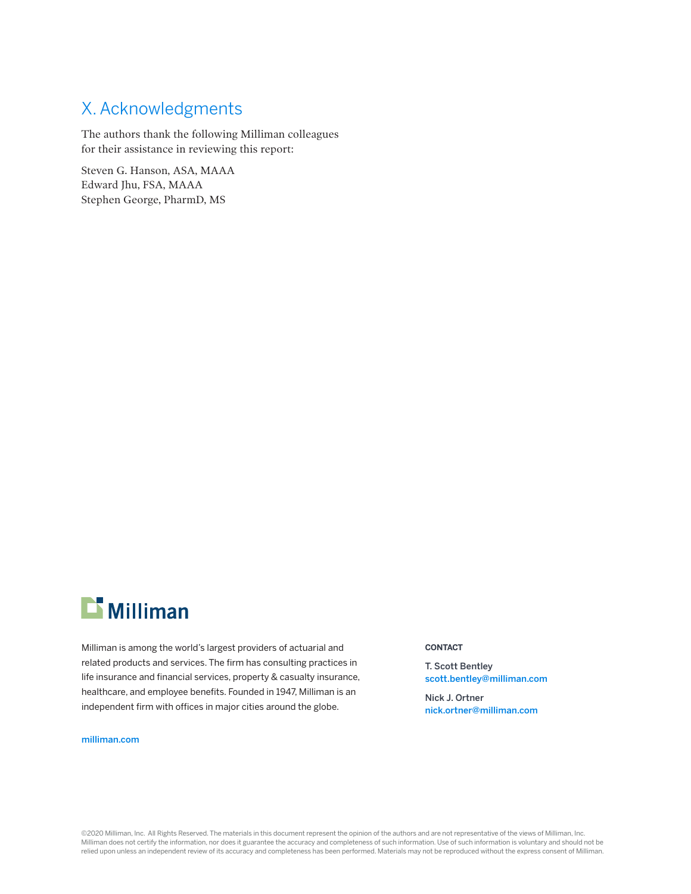## X. Acknowledgments

The authors thank the following Milliman colleagues for their assistance in reviewing this report:

Steven G. Hanson, ASA, MAAA
Edward Jhu, FSA, MAAA
Stephen George, PharmD, MS

Milliman

Milliman is among the world's largest providers of actuarial and related products and services. The firm has consulting practices in life insurance and financial services, property & casualty insurance, healthcare, and employee benefits. Founded in 1947, Milliman is an independent firm with offices in major cities around the globe.

milliman.com

**CONTACT**

T. Scott Bentley
scott.bentley@milliman.com

Nick J. Ortner
nick.ortner@milliman.com

©2020 Milliman, Inc. All Rights Reserved. The materials in this document represent the opinion of the authors and are not representative of the views of Milliman, Inc. Milliman does not certify the information, nor does it guarantee the accuracy and completeness of such information. Use of such information is voluntary and should not be relied upon unless an independent review of its accuracy and completeness has been performed. Materials may not be reproduced without the express consent of Milliman.